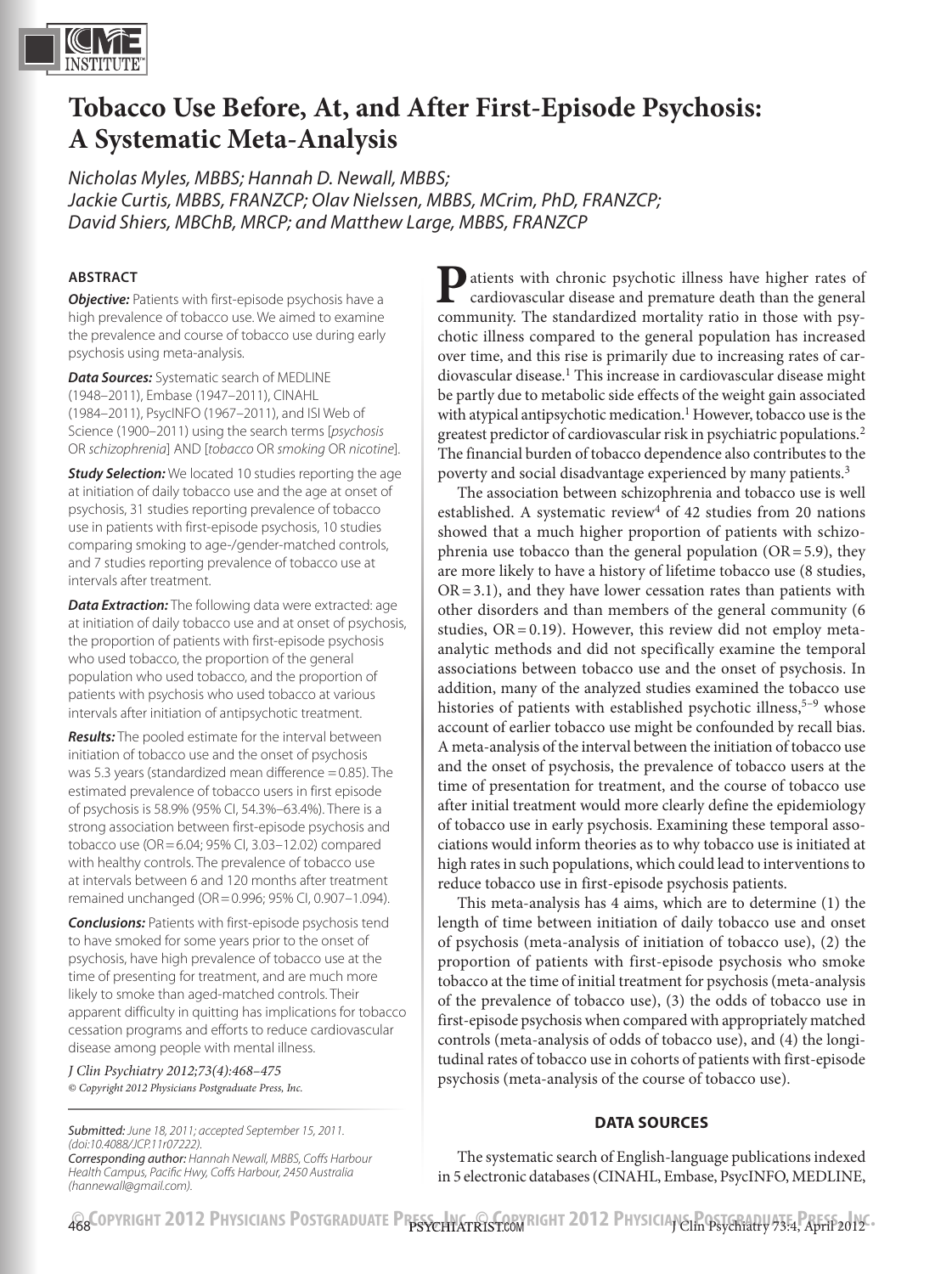# Tobacco Use Before, At, and After First-Episode Psychosis: A Systematic Meta-Analysis

*Nicholas Myles, MBBS; Hannah D. Newall, MBBS; Jackie Curtis, MBBS, FRANZCP; Olav Nielssen, MBBS, MCrim, PhD, FRANZCP; David Shiers, MBChB, MRCP; and Matthew Large, MBBS, FRANZCP*

## ABSTRACT

***Objective:*** Patients with first-episode psychosis have a high prevalence of tobacco use. We aimed to examine the prevalence and course of tobacco use during early psychosis using meta-analysis.

***Data Sources:*** Systematic search of MEDLINE (1948–2011), Embase (1947–2011), CINAHL (1984–2011), PsycINFO (1967–2011), and ISI Web of Science (1900–2011) using the search terms [*psychosis* OR *schizophrenia*] AND [*tobacco* OR *smoking* OR *nicotine*].

***Study Selection:*** We located 10 studies reporting the age at initiation of daily tobacco use and the age at onset of psychosis, 31 studies reporting prevalence of tobacco use in patients with first-episode psychosis, 10 studies comparing smoking to age-/gender-matched controls, and 7 studies reporting prevalence of tobacco use at intervals after treatment.

***Data Extraction:*** The following data were extracted: age at initiation of daily tobacco use and at onset of psychosis, the proportion of patients with first-episode psychosis who used tobacco, the proportion of the general population who used tobacco, and the proportion of patients with psychosis who used tobacco at various intervals after initiation of antipsychotic treatment.

***Results:*** The pooled estimate for the interval between initiation of tobacco use and the onset of psychosis was 5.3 years (standardized mean difference = 0.85). The estimated prevalence of tobacco users in first episode of psychosis is 58.9% (95% CI, 54.3%–63.4%). There is a strong association between first-episode psychosis and tobacco use (OR = 6.04; 95% CI, 3.03–12.02) compared with healthy controls. The prevalence of tobacco use at intervals between 6 and 120 months after treatment remained unchanged (OR = 0.996; 95% CI, 0.907–1.094).

***Conclusions:*** Patients with first-episode psychosis tend to have smoked for some years prior to the onset of psychosis, have high prevalence of tobacco use at the time of presenting for treatment, and are much more likely to smoke than aged-matched controls. Their apparent difficulty in quitting has implications for tobacco cessation programs and efforts to reduce cardiovascular disease among people with mental illness.

*J Clin Psychiatry 2012;73(4):468–475*
*© Copyright 2012 Physicians Postgraduate Press, Inc.*

*Submitted: June 18, 2011; accepted September 15, 2011. (doi:10.4088/JCP.11r07222).*
*Corresponding author: Hannah Newall, MBBS, Coffs Harbour Health Campus, Pacific Hwy, Coffs Harbour, 2450 Australia (hannewall@gmail.com).*

Patients with chronic psychotic illness have higher rates of cardiovascular disease and premature death than the general community. The standardized mortality ratio in those with psychotic illness compared to the general population has increased over time, and this rise is primarily due to increasing rates of cardiovascular disease.[1] This increase in cardiovascular disease might be partly due to metabolic side effects of the weight gain associated with atypical antipsychotic medication.[1] However, tobacco use is the greatest predictor of cardiovascular risk in psychiatric populations.[2] The financial burden of tobacco dependence also contributes to the poverty and social disadvantage experienced by many patients.[3]

The association between schizophrenia and tobacco use is well established. A systematic review[4] of 42 studies from 20 nations showed that a much higher proportion of patients with schizophrenia use tobacco than the general population (OR = 5.9), they are more likely to have a history of lifetime tobacco use (8 studies, OR = 3.1), and they have lower cessation rates than patients with other disorders and than members of the general community (6 studies, OR = 0.19). However, this review did not employ meta-analytic methods and did not specifically examine the temporal associations between tobacco use and the onset of psychosis. In addition, many of the analyzed studies examined the tobacco use histories of patients with established psychotic illness,[5–9] whose account of earlier tobacco use might be confounded by recall bias. A meta-analysis of the interval between the initiation of tobacco use and the onset of psychosis, the prevalence of tobacco users at the time of presentation for treatment, and the course of tobacco use after initial treatment would more clearly define the epidemiology of tobacco use in early psychosis. Examining these temporal associations would inform theories as to why tobacco use is initiated at high rates in such populations, which could lead to interventions to reduce tobacco use in first-episode psychosis patients.

This meta-analysis has 4 aims, which are to determine (1) the length of time between initiation of daily tobacco use and onset of psychosis (meta-analysis of initiation of tobacco use), (2) the proportion of patients with first-episode psychosis who smoke tobacco at the time of initial treatment for psychosis (meta-analysis of the prevalence of tobacco use), (3) the odds of tobacco use in first-episode psychosis when compared with appropriately matched controls (meta-analysis of odds of tobacco use), and (4) the longitudinal rates of tobacco use in cohorts of patients with first-episode psychosis (meta-analysis of the course of tobacco use).

## DATA SOURCES

The systematic search of English-language publications indexed in 5 electronic databases (CINAHL, Embase, PsycINFO, MEDLINE,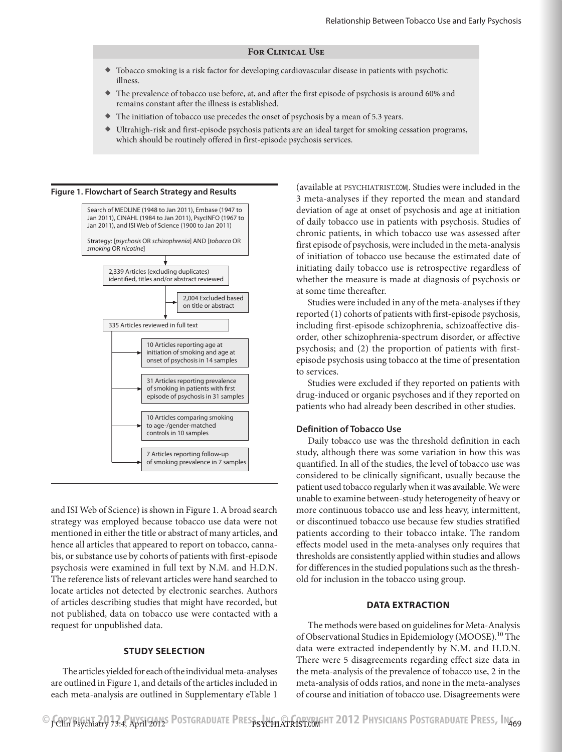**For Clinical Use**

- Tobacco smoking is a risk factor for developing cardiovascular disease in patients with psychotic illness.
- The prevalence of tobacco use before, at, and after the first episode of psychosis is around 60% and remains constant after the illness is established.
- The initiation of tobacco use precedes the onset of psychosis by a mean of 5.3 years.
- Ultrahigh-risk and first-episode psychosis patients are an ideal target for smoking cessation programs, which should be routinely offered in first-episode psychosis services.

**Figure 1. Flowchart of Search Strategy and Results**

Search of MEDLINE (1948 to Jan 2011), Embase (1947 to Jan 2011), CINAHL (1984 to Jan 2011), PsycINFO (1967 to Jan 2011), and ISI Web of Science (1900 to Jan 2011)

Strategy: [*psychosis* OR *schizophrenia*] AND [*tobacco* OR *smoking* OR *nicotine*]

→ 2,339 Articles (excluding duplicates) identified, titles and/or abstract reviewed

→ 2,004 Excluded based on title or abstract

→ 335 Articles reviewed in full text

- 10 Articles reporting age at initiation of smoking and age at onset of psychosis in 14 samples
- 31 Articles reporting prevalence of smoking in patients with first episode of psychosis in 31 samples
- 10 Articles comparing smoking to age-/gender-matched controls in 10 samples
- 7 Articles reporting follow-up of smoking prevalence in 7 samples

and ISI Web of Science) is shown in Figure 1. A broad search strategy was employed because tobacco use data were not mentioned in either the title or abstract of many articles, and hence all articles that appeared to report on tobacco, cannabis, or substance use by cohorts of patients with first-episode psychosis were examined in full text by N.M. and H.D.N. The reference lists of relevant articles were hand searched to locate articles not detected by electronic searches. Authors of articles describing studies that might have recorded, but not published, data on tobacco use were contacted with a request for unpublished data.

## STUDY SELECTION

The articles yielded for each of the individual meta-analyses are outlined in Figure 1, and details of the articles included in each meta-analysis are outlined in Supplementary eTable 1 (available at PSYCHIATRIST.COM). Studies were included in the 3 meta-analyses if they reported the mean and standard deviation of age at onset of psychosis and age at initiation of daily tobacco use in patients with psychosis. Studies of chronic patients, in which tobacco use was assessed after first episode of psychosis, were included in the meta-analysis of initiation of tobacco use because the estimated date of initiating daily tobacco use is retrospective regardless of whether the measure is made at diagnosis of psychosis or at some time thereafter.

Studies were included in any of the meta-analyses if they reported (1) cohorts of patients with first-episode psychosis, including first-episode schizophrenia, schizoaffective disorder, other schizophrenia-spectrum disorder, or affective psychosis; and (2) the proportion of patients with first-episode psychosis using tobacco at the time of presentation to services.

Studies were excluded if they reported on patients with drug-induced or organic psychoses and if they reported on patients who had already been described in other studies.

### Definition of Tobacco Use

Daily tobacco use was the threshold definition in each study, although there was some variation in how this was quantified. In all of the studies, the level of tobacco use was considered to be clinically significant, usually because the patient used tobacco regularly when it was available. We were unable to examine between-study heterogeneity of heavy or more continuous tobacco use and less heavy, intermittent, or discontinued tobacco use because few studies stratified patients according to their tobacco intake. The random effects model used in the meta-analyses only requires that thresholds are consistently applied within studies and allows for differences in the studied populations such as the threshold for inclusion in the tobacco using group.

## DATA EXTRACTION

The methods were based on guidelines for Meta-Analysis of Observational Studies in Epidemiology (MOOSE).[10] The data were extracted independently by N.M. and H.D.N. There were 5 disagreements regarding effect size data in the meta-analysis of the prevalence of tobacco use, 2 in the meta-analysis of odds ratios, and none in the meta-analyses of course and initiation of tobacco use. Disagreements were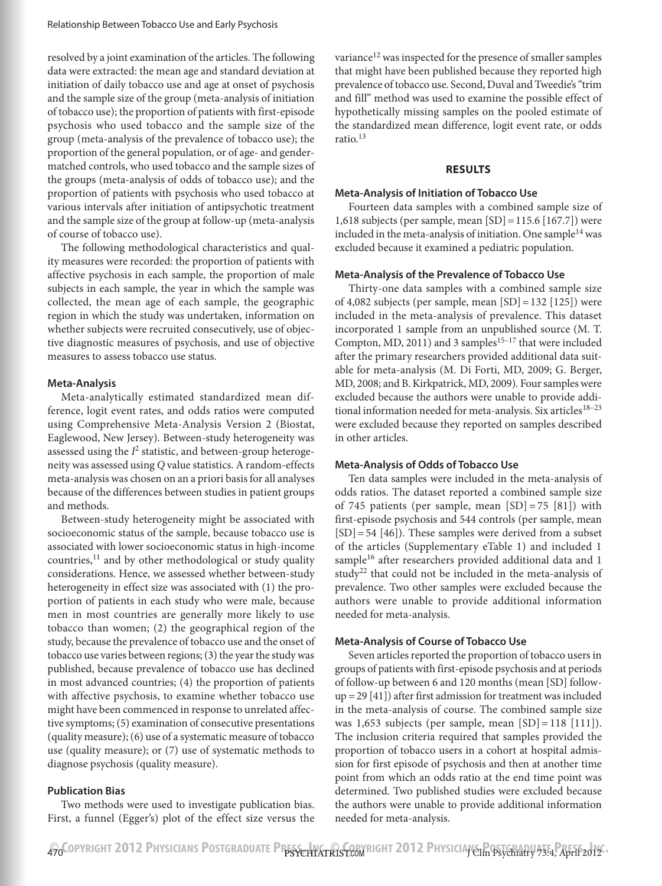resolved by a joint examination of the articles. The following data were extracted: the mean age and standard deviation at initiation of daily tobacco use and age at onset of psychosis and the sample size of the group (meta-analysis of initiation of tobacco use); the proportion of patients with first-episode psychosis who used tobacco and the sample size of the group (meta-analysis of the prevalence of tobacco use); the proportion of the general population, or of age- and gender-matched controls, who used tobacco and the sample sizes of the groups (meta-analysis of odds of tobacco use); and the proportion of patients with psychosis who used tobacco at various intervals after initiation of antipsychotic treatment and the sample size of the group at follow-up (meta-analysis of course of tobacco use).

The following methodological characteristics and quality measures were recorded: the proportion of patients with affective psychosis in each sample, the proportion of male subjects in each sample, the year in which the sample was collected, the mean age of each sample, the geographic region in which the study was undertaken, information on whether subjects were recruited consecutively, use of objective diagnostic measures of psychosis, and use of objective measures to assess tobacco use status.

### Meta-Analysis

Meta-analytically estimated standardized mean difference, logit event rates, and odds ratios were computed using Comprehensive Meta-Analysis Version 2 (Biostat, Eaglewood, New Jersey). Between-study heterogeneity was assessed using the $I^2$ statistic, and between-group heterogeneity was assessed using *Q* value statistics. A random-effects meta-analysis was chosen on an a priori basis for all analyses because of the differences between studies in patient groups and methods.

Between-study heterogeneity might be associated with socioeconomic status of the sample, because tobacco use is associated with lower socioeconomic status in high-income countries,[11] and by other methodological or study quality considerations. Hence, we assessed whether between-study heterogeneity in effect size was associated with (1) the proportion of patients in each study who were male, because men in most countries are generally more likely to use tobacco than women; (2) the geographical region of the study, because the prevalence of tobacco use and the onset of tobacco use varies between regions; (3) the year the study was published, because prevalence of tobacco use has declined in most advanced countries; (4) the proportion of patients with affective psychosis, to examine whether tobacco use might have been commenced in response to unrelated affective symptoms; (5) examination of consecutive presentations (quality measure); (6) use of a systematic measure of tobacco use (quality measure); or (7) use of systematic methods to diagnose psychosis (quality measure).

### Publication Bias

Two methods were used to investigate publication bias. First, a funnel (Egger's) plot of the effect size versus the variance[12] was inspected for the presence of smaller samples that might have been published because they reported high prevalence of tobacco use. Second, Duval and Tweedie's "trim and fill" method was used to examine the possible effect of hypothetically missing samples on the pooled estimate of the standardized mean difference, logit event rate, or odds ratio.[13]

## RESULTS

### Meta-Analysis of Initiation of Tobacco Use

Fourteen data samples with a combined sample size of 1,618 subjects (per sample, mean [SD] = 115.6 [167.7]) were included in the meta-analysis of initiation. One sample[14] was excluded because it examined a pediatric population.

### Meta-Analysis of the Prevalence of Tobacco Use

Thirty-one data samples with a combined sample size of 4,082 subjects (per sample, mean [SD] = 132 [125]) were included in the meta-analysis of prevalence. This dataset incorporated 1 sample from an unpublished source (M. T. Compton, MD, 2011) and 3 samples[15–17] that were included after the primary researchers provided additional data suitable for meta-analysis (M. Di Forti, MD, 2009; G. Berger, MD, 2008; and B. Kirkpatrick, MD, 2009). Four samples were excluded because the authors were unable to provide additional information needed for meta-analysis. Six articles[18–23] were excluded because they reported on samples described in other articles.

### Meta-Analysis of Odds of Tobacco Use

Ten data samples were included in the meta-analysis of odds ratios. The dataset reported a combined sample size of 745 patients (per sample, mean [SD] = 75 [81]) with first-episode psychosis and 544 controls (per sample, mean [SD] = 54 [46]). These samples were derived from a subset of the articles (Supplementary eTable 1) and included 1 sample[16] after researchers provided additional data and 1 study[22] that could not be included in the meta-analysis of prevalence. Two other samples were excluded because the authors were unable to provide additional information needed for meta-analysis.

### Meta-Analysis of Course of Tobacco Use

Seven articles reported the proportion of tobacco users in groups of patients with first-episode psychosis and at periods of follow-up between 6 and 120 months (mean [SD] follow-up = 29 [41]) after first admission for treatment was included in the meta-analysis of course. The combined sample size was 1,653 subjects (per sample, mean [SD] = 118 [111]). The inclusion criteria required that samples provided the proportion of tobacco users in a cohort at hospital admission for first episode of psychosis and then at another time point from which an odds ratio at the end time point was determined. Two published studies were excluded because the authors were unable to provide additional information needed for meta-analysis.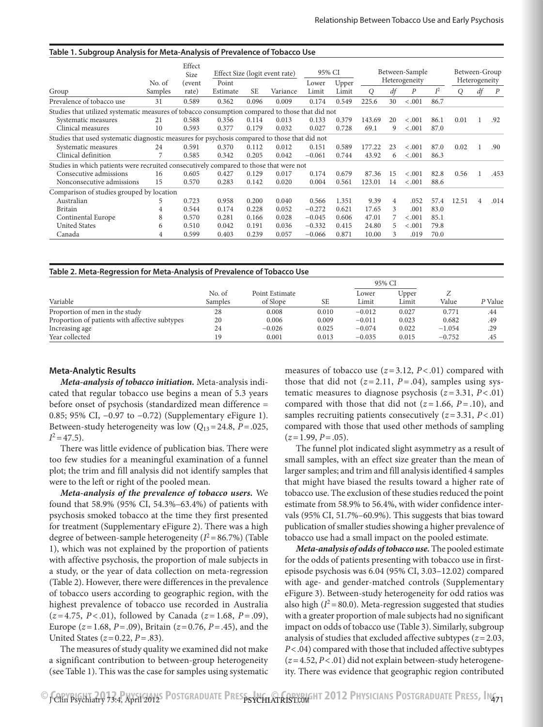**Table 1. Subgroup Analysis for Meta-Analysis of Prevalence of Tobacco Use**

| Group | No. of Samples | Effect Size (event rate) | Effect Size (logit event rate) | | | 95% CI | | Between-Sample Heterogeneity | | | | Between-Group Heterogeneity | | |
|---|---|---|---|---|---|---|---|---|---|---|---|---|---|---|
| | | | Point Estimate | SE | Variance | Lower Limit | Upper Limit | $Q$ | $df$ | $P$ | $I^2$ | $Q$ | $df$ | $P$ |
| Prevalence of tobacco use | 31 | 0.589 | 0.362 | 0.096 | 0.009 | 0.174 | 0.549 | 225.6 | 30 | <.001 | 86.7 | | | |
| Studies that utilized systematic measures of tobacco consumption compared to those that did not | | | | | | | | | | | | | | |
| Systematic measures | 21 | 0.588 | 0.356 | 0.114 | 0.013 | 0.133 | 0.379 | 143.69 | 20 | <.001 | 86.1 | 0.01 | 1 | .92 |
| Clinical measures | 10 | 0.593 | 0.377 | 0.179 | 0.032 | 0.027 | 0.728 | 69.1 | 9 | <.001 | 87.0 | | | |
| Studies that used systematic diagnostic measures for psychosis compared to those that did not | | | | | | | | | | | | | | |
| Systematic measures | 24 | 0.591 | 0.370 | 0.112 | 0.012 | 0.151 | 0.589 | 177.22 | 23 | <.001 | 87.0 | 0.02 | 1 | .90 |
| Clinical definition | 7 | 0.585 | 0.342 | 0.205 | 0.042 | −0.061 | 0.744 | 43.92 | 6 | <.001 | 86.3 | | | |
| Studies in which patients were recruited consecutively compared to those that were not | | | | | | | | | | | | | | |
| Consecutive admissions | 16 | 0.605 | 0.427 | 0.129 | 0.017 | 0.174 | 0.679 | 87.36 | 15 | <.001 | 82.8 | 0.56 | 1 | .453 |
| Nonconsecutive admissions | 15 | 0.570 | 0.283 | 0.142 | 0.020 | 0.004 | 0.561 | 123.01 | 14 | <.001 | 88.6 | | | |
| Comparison of studies grouped by location | | | | | | | | | | | | | | |
| Australian | 5 | 0.723 | 0.958 | 0.200 | 0.040 | 0.566 | 1.351 | 9.39 | 4 | .052 | 57.4 | 12.51 | 4 | .014 |
| Britain | 4 | 0.544 | 0.174 | 0.228 | 0.052 | −0.272 | 0.621 | 17.65 | 3 | .001 | 83.0 | | | |
| Continental Europe | 8 | 0.570 | 0.281 | 0.166 | 0.028 | −0.045 | 0.606 | 47.01 | 7 | <.001 | 85.1 | | | |
| United States | 6 | 0.510 | 0.042 | 0.191 | 0.036 | −0.332 | 0.415 | 24.80 | 5 | <.001 | 79.8 | | | |
| Canada | 4 | 0.599 | 0.403 | 0.239 | 0.057 | −0.066 | 0.871 | 10.00 | 3 | .019 | 70.0 | | | |

**Table 2. Meta-Regression for Meta-Analysis of Prevalence of Tobacco Use**

| Variable | No. of Samples | Point Estimate of Slope | SE | 95% CI Lower Limit | 95% CI Upper Limit | Z Value | P Value |
|---|---|---|---|---|---|---|---|
| Proportion of men in the study | 28 | 0.008 | 0.010 | −0.012 | 0.027 | 0.771 | .44 |
| Proportion of patients with affective subtypes | 20 | 0.006 | 0.009 | −0.011 | 0.023 | 0.682 | .49 |
| Increasing age | 24 | −0.026 | 0.025 | −0.074 | 0.022 | −1.054 | .29 |
| Year collected | 19 | 0.001 | 0.013 | −0.035 | 0.015 | −0.752 | .45 |

### Meta-Analytic Results

***Meta-analysis of tobacco initiation.*** Meta-analysis indicated that regular tobacco use begins a mean of 5.3 years before onset of psychosis (standardized mean difference = 0.85; 95% CI, −0.97 to −0.72) (Supplementary eFigure 1). Between-study heterogeneity was low ($Q_{13}$ = 24.8, $P$ = .025, $I^2$ = 47.5).

There was little evidence of publication bias. There were too few studies for a meaningful examination of a funnel plot; the trim and fill analysis did not identify samples that were to the left or right of the pooled mean.

***Meta-analysis of the prevalence of tobacco users.*** We found that 58.9% (95% CI, 54.3%–63.4%) of patients with psychosis smoked tobacco at the time they first presented for treatment (Supplementary eFigure 2). There was a high degree of between-sample heterogeneity ($I^2$ = 86.7%) (Table 1), which was not explained by the proportion of patients with affective psychosis, the proportion of male subjects in a study, or the year of data collection on meta-regression (Table 2). However, there were differences in the prevalence of tobacco users according to geographic region, with the highest prevalence of tobacco use recorded in Australia ($z$ = 4.75, $P$ < .01), followed by Canada ($z$ = 1.68, $P$ = .09), Europe ($z$ = 1.68, $P$ = .09), Britain ($z$ = 0.76, $P$ = .45), and the United States ($z$ = 0.22, $P$ = .83).

The measures of study quality we examined did not make a significant contribution to between-group heterogeneity (see Table 1). This was the case for samples using systematic measures of tobacco use ($z$ = 3.12, $P$ < .01) compared with those that did not ($z$ = 2.11, $P$ = .04), samples using systematic measures to diagnose psychosis ($z$ = 3.31, $P$ < .01) compared with those that did not ($z$ = 1.66, $P$ = .10), and samples recruiting patients consecutively ($z$ = 3.31, $P$ < .01) compared with those that used other methods of sampling ($z$ = 1.99, $P$ = .05).

The funnel plot indicated slight asymmetry as a result of small samples, with an effect size greater than the mean of larger samples; and trim and fill analysis identified 4 samples that might have biased the results toward a higher rate of tobacco use. The exclusion of these studies reduced the point estimate from 58.9% to 56.4%, with wider confidence intervals (95% CI, 51.7%–60.9%). This suggests that bias toward publication of smaller studies showing a higher prevalence of tobacco use had a small impact on the pooled estimate.

***Meta-analysis of odds of tobacco use.*** The pooled estimate for the odds of patients presenting with tobacco use in first-episode psychosis was 6.04 (95% CI, 3.03–12.02) compared with age- and gender-matched controls (Supplementary eFigure 3). Between-study heterogeneity for odd ratios was also high ($I^2$ = 80.0). Meta-regression suggested that studies with a greater proportion of male subjects had no significant impact on odds of tobacco use (Table 3). Similarly, subgroup analysis of studies that excluded affective subtypes ($z$ = 2.03, $P$ < .04) compared with those that included affective subtypes ($z$ = 4.52, $P$ < .01) did not explain between-study heterogeneity. There was evidence that geographic region contributed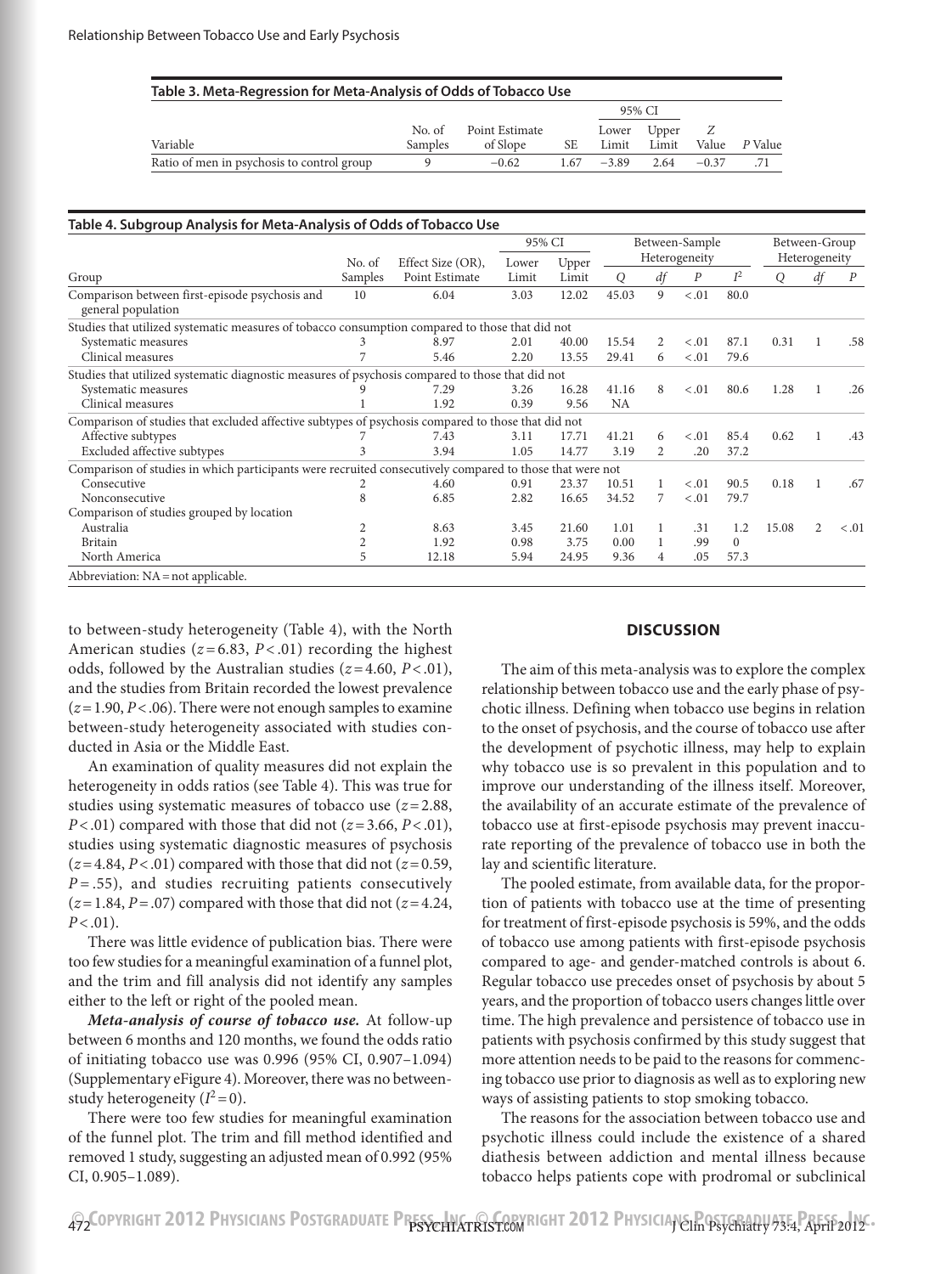**Table 3. Meta-Regression for Meta-Analysis of Odds of Tobacco Use**

| Variable | No. of Samples | Point Estimate of Slope | SE | 95% CI Lower Limit | 95% CI Upper Limit | Z Value | P Value |
|---|---|---|---|---|---|---|---|
| Ratio of men in psychosis to control group | 9 | −0.62 | 1.67 | −3.89 | 2.64 | −0.37 | .71 |

**Table 4. Subgroup Analysis for Meta-Analysis of Odds of Tobacco Use**

| Group | No. of Samples | Effect Size (OR), Point Estimate | 95% CI Lower Limit | 95% CI Upper Limit | Between-Sample Heterogeneity Q | df | P | $I^2$ | Between-Group Heterogeneity Q | df | P |
|---|---|---|---|---|---|---|---|---|---|---|---|
| Comparison between first-episode psychosis and general population | 10 | 6.04 | 3.03 | 12.02 | 45.03 | 9 | <.01 | 80.0 | | | |
| Studies that utilized systematic measures of tobacco consumption compared to those that did not | | | | | | | | | | | |
| Systematic measures | 3 | 8.97 | 2.01 | 40.00 | 15.54 | 2 | <.01 | 87.1 | 0.31 | 1 | .58 |
| Clinical measures | 7 | 5.46 | 2.20 | 13.55 | 29.41 | 6 | <.01 | 79.6 | | | |
| Studies that utilized systematic diagnostic measures of psychosis compared to those that did not | | | | | | | | | | | |
| Systematic measures | 9 | 7.29 | 3.26 | 16.28 | 41.16 | 8 | <.01 | 80.6 | 1.28 | 1 | .26 |
| Clinical measures | 1 | 1.92 | 0.39 | 9.56 | NA | | | | | | |
| Comparison of studies that excluded affective subtypes of psychosis compared to those that did not | | | | | | | | | | | |
| Affective subtypes | 7 | 7.43 | 3.11 | 17.71 | 41.21 | 6 | <.01 | 85.4 | 0.62 | 1 | .43 |
| Excluded affective subtypes | 3 | 3.94 | 1.05 | 14.77 | 3.19 | 2 | .20 | 37.2 | | | |
| Comparison of studies in which participants were recruited consecutively compared to those that were not | | | | | | | | | | | |
| Consecutive | 2 | 4.60 | 0.91 | 23.37 | 10.51 | 1 | <.01 | 90.5 | 0.18 | 1 | .67 |
| Nonconsecutive | 8 | 6.85 | 2.82 | 16.65 | 34.52 | 7 | <.01 | 79.7 | | | |
| Comparison of studies grouped by location | | | | | | | | | | | |
| Australia | 2 | 8.63 | 3.45 | 21.60 | 1.01 | 1 | .31 | 1.2 | 15.08 | 2 | <.01 |
| Britain | 2 | 1.92 | 0.98 | 3.75 | 0.00 | 1 | .99 | 0 | | | |
| North America | 5 | 12.18 | 5.94 | 24.95 | 9.36 | 4 | .05 | 57.3 | | | |

Abbreviation: NA = not applicable.

to between-study heterogeneity (Table 4), with the North American studies ($z = 6.83$, $P < .01$) recording the highest odds, followed by the Australian studies ($z = 4.60$, $P < .01$), and the studies from Britain recorded the lowest prevalence ($z = 1.90$, $P < .06$). There were not enough samples to examine between-study heterogeneity associated with studies conducted in Asia or the Middle East.

An examination of quality measures did not explain the heterogeneity in odds ratios (see Table 4). This was true for studies using systematic measures of tobacco use ($z = 2.88$, $P < .01$) compared with those that did not ($z = 3.66$, $P < .01$), studies using systematic diagnostic measures of psychosis ($z = 4.84$, $P < .01$) compared with those that did not ($z = 0.59$, $P = .55$), and studies recruiting patients consecutively ($z = 1.84$, $P = .07$) compared with those that did not ($z = 4.24$, $P < .01$).

There was little evidence of publication bias. There were too few studies for a meaningful examination of a funnel plot, and the trim and fill analysis did not identify any samples either to the left or right of the pooled mean.

***Meta-analysis of course of tobacco use.*** At follow-up between 6 months and 120 months, we found the odds ratio of initiating tobacco use was 0.996 (95% CI, 0.907–1.094) (Supplementary eFigure 4). Moreover, there was no between-study heterogeneity ($I^2 = 0$).

There were too few studies for meaningful examination of the funnel plot. The trim and fill method identified and removed 1 study, suggesting an adjusted mean of 0.992 (95% CI, 0.905–1.089).

## DISCUSSION

The aim of this meta-analysis was to explore the complex relationship between tobacco use and the early phase of psychotic illness. Defining when tobacco use begins in relation to the onset of psychosis, and the course of tobacco use after the development of psychotic illness, may help to explain why tobacco use is so prevalent in this population and to improve our understanding of the illness itself. Moreover, the availability of an accurate estimate of the prevalence of tobacco use at first-episode psychosis may prevent inaccurate reporting of the prevalence of tobacco use in both the lay and scientific literature.

The pooled estimate, from available data, for the proportion of patients with tobacco use at the time of presenting for treatment of first-episode psychosis is 59%, and the odds of tobacco use among patients with first-episode psychosis compared to age- and gender-matched controls is about 6. Regular tobacco use precedes onset of psychosis by about 5 years, and the proportion of tobacco users changes little over time. The high prevalence and persistence of tobacco use in patients with psychosis confirmed by this study suggest that more attention needs to be paid to the reasons for commencing tobacco use prior to diagnosis as well as to exploring new ways of assisting patients to stop smoking tobacco.

The reasons for the association between tobacco use and psychotic illness could include the existence of a shared diathesis between addiction and mental illness because tobacco helps patients cope with prodromal or subclinical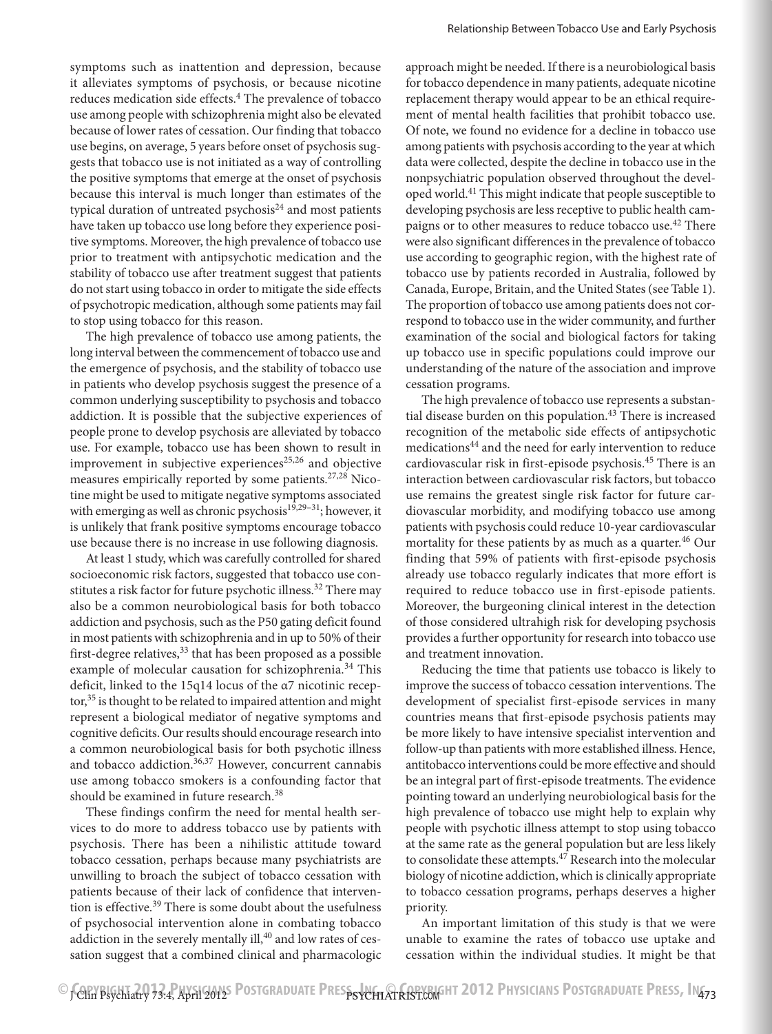symptoms such as inattention and depression, because it alleviates symptoms of psychosis, or because nicotine reduces medication side effects.[4] The prevalence of tobacco use among people with schizophrenia might also be elevated because of lower rates of cessation. Our finding that tobacco use begins, on average, 5 years before onset of psychosis suggests that tobacco use is not initiated as a way of controlling the positive symptoms that emerge at the onset of psychosis because this interval is much longer than estimates of the typical duration of untreated psychosis[24] and most patients have taken up tobacco use long before they experience positive symptoms. Moreover, the high prevalence of tobacco use prior to treatment with antipsychotic medication and the stability of tobacco use after treatment suggest that patients do not start using tobacco in order to mitigate the side effects of psychotropic medication, although some patients may fail to stop using tobacco for this reason.

The high prevalence of tobacco use among patients, the long interval between the commencement of tobacco use and the emergence of psychosis, and the stability of tobacco use in patients who develop psychosis suggest the presence of a common underlying susceptibility to psychosis and tobacco addiction. It is possible that the subjective experiences of people prone to develop psychosis are alleviated by tobacco use. For example, tobacco use has been shown to result in improvement in subjective experiences[25,26] and objective measures empirically reported by some patients.[27,28] Nicotine might be used to mitigate negative symptoms associated with emerging as well as chronic psychosis[19,29–31]; however, it is unlikely that frank positive symptoms encourage tobacco use because there is no increase in use following diagnosis.

At least 1 study, which was carefully controlled for shared socioeconomic risk factors, suggested that tobacco use constitutes a risk factor for future psychotic illness.[32] There may also be a common neurobiological basis for both tobacco addiction and psychosis, such as the P50 gating deficit found in most patients with schizophrenia and in up to 50% of their first-degree relatives,[33] that has been proposed as a possible example of molecular causation for schizophrenia.[34] This deficit, linked to the 15q14 locus of the α7 nicotinic receptor,[35] is thought to be related to impaired attention and might represent a biological mediator of negative symptoms and cognitive deficits. Our results should encourage research into a common neurobiological basis for both psychotic illness and tobacco addiction.[36,37] However, concurrent cannabis use among tobacco smokers is a confounding factor that should be examined in future research.[38]

These findings confirm the need for mental health services to do more to address tobacco use by patients with psychosis. There has been a nihilistic attitude toward tobacco cessation, perhaps because many psychiatrists are unwilling to broach the subject of tobacco cessation with patients because of their lack of confidence that intervention is effective.[39] There is some doubt about the usefulness of psychosocial intervention alone in combating tobacco addiction in the severely mentally ill,[40] and low rates of cessation suggest that a combined clinical and pharmacologic approach might be needed. If there is a neurobiological basis for tobacco dependence in many patients, adequate nicotine replacement therapy would appear to be an ethical requirement of mental health facilities that prohibit tobacco use. Of note, we found no evidence for a decline in tobacco use among patients with psychosis according to the year at which data were collected, despite the decline in tobacco use in the nonpsychiatric population observed throughout the developed world.[41] This might indicate that people susceptible to developing psychosis are less receptive to public health campaigns or to other measures to reduce tobacco use.[42] There were also significant differences in the prevalence of tobacco use according to geographic region, with the highest rate of tobacco use by patients recorded in Australia, followed by Canada, Europe, Britain, and the United States (see Table 1). The proportion of tobacco use among patients does not correspond to tobacco use in the wider community, and further examination of the social and biological factors for taking up tobacco use in specific populations could improve our understanding of the nature of the association and improve cessation programs.

The high prevalence of tobacco use represents a substantial disease burden on this population.[43] There is increased recognition of the metabolic side effects of antipsychotic medications[44] and the need for early intervention to reduce cardiovascular risk in first-episode psychosis.[45] There is an interaction between cardiovascular risk factors, but tobacco use remains the greatest single risk factor for future cardiovascular morbidity, and modifying tobacco use among patients with psychosis could reduce 10-year cardiovascular mortality for these patients by as much as a quarter.[46] Our finding that 59% of patients with first-episode psychosis already use tobacco regularly indicates that more effort is required to reduce tobacco use in first-episode patients. Moreover, the burgeoning clinical interest in the detection of those considered ultrahigh risk for developing psychosis provides a further opportunity for research into tobacco use and treatment innovation.

Reducing the time that patients use tobacco is likely to improve the success of tobacco cessation interventions. The development of specialist first-episode services in many countries means that first-episode psychosis patients may be more likely to have intensive specialist intervention and follow-up than patients with more established illness. Hence, antitobacco interventions could be more effective and should be an integral part of first-episode treatments. The evidence pointing toward an underlying neurobiological basis for the high prevalence of tobacco use might help to explain why people with psychotic illness attempt to stop using tobacco at the same rate as the general population but are less likely to consolidate these attempts.[47] Research into the molecular biology of nicotine addiction, which is clinically appropriate to tobacco cessation programs, perhaps deserves a higher priority.

An important limitation of this study is that we were unable to examine the rates of tobacco use uptake and cessation within the individual studies. It might be that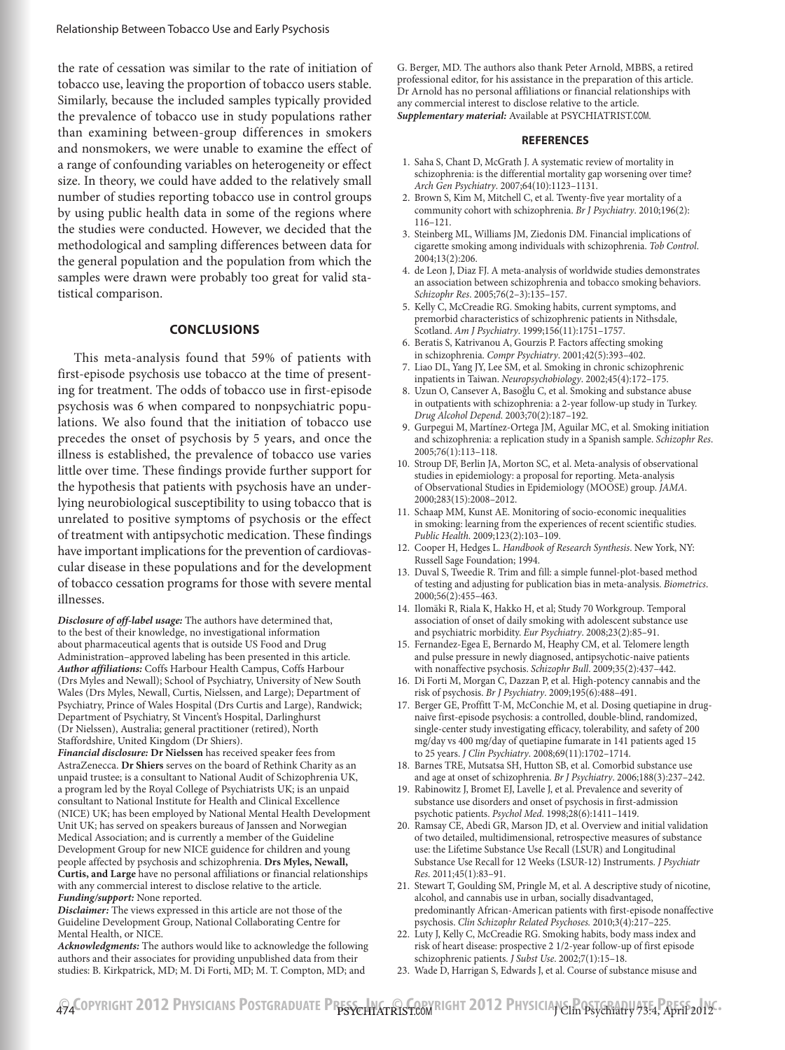the rate of cessation was similar to the rate of initiation of tobacco use, leaving the proportion of tobacco users stable. Similarly, because the included samples typically provided the prevalence of tobacco use in study populations rather than examining between-group differences in smokers and nonsmokers, we were unable to examine the effect of a range of confounding variables on heterogeneity or effect size. In theory, we could have added to the relatively small number of studies reporting tobacco use in control groups by using public health data in some of the regions where the studies were conducted. However, we decided that the methodological and sampling differences between data for the general population and the population from which the samples were drawn were probably too great for valid statistical comparison.

## CONCLUSIONS

This meta-analysis found that 59% of patients with first-episode psychosis use tobacco at the time of presenting for treatment. The odds of tobacco use in first-episode psychosis was 6 when compared to nonpsychiatric populations. We also found that the initiation of tobacco use precedes the onset of psychosis by 5 years, and once the illness is established, the prevalence of tobacco use varies little over time. These findings provide further support for the hypothesis that patients with psychosis have an underlying neurobiological susceptibility to using tobacco that is unrelated to positive symptoms of psychosis or the effect of treatment with antipsychotic medication. These findings have important implications for the prevention of cardiovascular disease in these populations and for the development of tobacco cessation programs for those with severe mental illnesses.

***Disclosure of off-label usage:*** The authors have determined that, to the best of their knowledge, no investigational information about pharmaceutical agents that is outside US Food and Drug Administration–approved labeling has been presented in this article.
***Author affiliations:*** Coffs Harbour Health Campus, Coffs Harbour (Drs Myles and Newall); School of Psychiatry, University of New South Wales (Drs Myles, Newall, Curtis, Nielssen, and Large); Department of Psychiatry, Prince of Wales Hospital (Drs Curtis and Large), Randwick; Department of Psychiatry, St Vincent's Hospital, Darlinghurst (Dr Nielssen), Australia; general practitioner (retired), North Staffordshire, United Kingdom (Dr Shiers).
***Financial disclosure:*** **Dr Nielssen** has received speaker fees from AstraZenecca. **Dr Shiers** serves on the board of Rethink Charity as an unpaid trustee; is a consultant to National Audit of Schizophrenia UK, a program led by the Royal College of Psychiatrists UK; is an unpaid consultant to National Institute for Health and Clinical Excellence (NICE) UK; has been employed by National Mental Health Development Unit UK; has served on speakers bureaus of Janssen and Norwegian Medical Association; and is currently a member of the Guideline Development Group for new NICE guidance for children and young people affected by psychosis and schizophrenia. **Drs Myles, Newall, Curtis, and Large** have no personal affiliations or financial relationships with any commercial interest to disclose relative to the article.
***Funding/support:*** None reported.
***Disclaimer:*** The views expressed in this article are not those of the Guideline Development Group, National Collaborating Centre for Mental Health, or NICE.
***Acknowledgments:*** The authors would like to acknowledge the following authors and their associates for providing unpublished data from their studies: B. Kirkpatrick, MD; M. Di Forti, MD; M. T. Compton, MD; and G. Berger, MD. The authors also thank Peter Arnold, MBBS, a retired professional editor, for his assistance in the preparation of this article. Dr Arnold has no personal affiliations or financial relationships with any commercial interest to disclose relative to the article.
***Supplementary material:*** Available at PSYCHIATRIST.COM.

## REFERENCES

1. Saha S, Chant D, McGrath J. A systematic review of mortality in schizophrenia: is the differential mortality gap worsening over time? *Arch Gen Psychiatry*. 2007;64(10):1123–1131.
2. Brown S, Kim M, Mitchell C, et al. Twenty-five year mortality of a community cohort with schizophrenia. *Br J Psychiatry*. 2010;196(2):116–121.
3. Steinberg ML, Williams JM, Ziedonis DM. Financial implications of cigarette smoking among individuals with schizophrenia. *Tob Control*. 2004;13(2):206.
4. de Leon J, Diaz FJ. A meta-analysis of worldwide studies demonstrates an association between schizophrenia and tobacco smoking behaviors. *Schizophr Res*. 2005;76(2–3):135–157.
5. Kelly C, McCreadie RG. Smoking habits, current symptoms, and premorbid characteristics of schizophrenic patients in Nithsdale, Scotland. *Am J Psychiatry*. 1999;156(11):1751–1757.
6. Beratis S, Katrivanou A, Gourzis P. Factors affecting smoking in schizophrenia. *Compr Psychiatry*. 2001;42(5):393–402.
7. Liao DL, Yang JY, Lee SM, et al. Smoking in chronic schizophrenic inpatients in Taiwan. *Neuropsychobiology*. 2002;45(4):172–175.
8. Uzun O, Cansever A, Basoğlu C, et al. Smoking and substance abuse in outpatients with schizophrenia: a 2-year follow-up study in Turkey. *Drug Alcohol Depend*. 2003;70(2):187–192.
9. Gurpegui M, Martínez-Ortega JM, Aguilar MC, et al. Smoking initiation and schizophrenia: a replication study in a Spanish sample. *Schizophr Res*. 2005;76(1):113–118.
10. Stroup DF, Berlin JA, Morton SC, et al. Meta-analysis of observational studies in epidemiology: a proposal for reporting. Meta-analysis of Observational Studies in Epidemiology (MOOSE) group. *JAMA*. 2000;283(15):2008–2012.
11. Schaap MM, Kunst AE. Monitoring of socio-economic inequalities in smoking: learning from the experiences of recent scientific studies. *Public Health*. 2009;123(2):103–109.
12. Cooper H, Hedges L. *Handbook of Research Synthesis*. New York, NY: Russell Sage Foundation; 1994.
13. Duval S, Tweedie R. Trim and fill: a simple funnel-plot-based method of testing and adjusting for publication bias in meta-analysis. *Biometrics*. 2000;56(2):455–463.
14. Ilomäki R, Riala K, Hakko H, et al; Study 70 Workgroup. Temporal association of onset of daily smoking with adolescent substance use and psychiatric morbidity. *Eur Psychiatry*. 2008;23(2):85–91.
15. Fernandez-Egea E, Bernardo M, Heaphy CM, et al. Telomere length and pulse pressure in newly diagnosed, antipsychotic-naive patients with nonaffective psychosis. *Schizophr Bull*. 2009;35(2):437–442.
16. Di Forti M, Morgan C, Dazzan P, et al. High-potency cannabis and the risk of psychosis. *Br J Psychiatry*. 2009;195(6):488–491.
17. Berger GE, Proffitt T-M, McConchie M, et al. Dosing quetiapine in drug-naive first-episode psychosis: a controlled, double-blind, randomized, single-center study investigating efficacy, tolerability, and safety of 200 mg/day vs 400 mg/day of quetiapine fumarate in 141 patients aged 15 to 25 years. *J Clin Psychiatry*. 2008;69(11):1702–1714.
18. Barnes TRE, Mutsatsa SH, Hutton SB, et al. Comorbid substance use and age at onset of schizophrenia. *Br J Psychiatry*. 2006;188(3):237–242.
19. Rabinowitz J, Bromet EJ, Lavelle J, et al. Prevalence and severity of substance use disorders and onset of psychosis in first-admission psychotic patients. *Psychol Med*. 1998;28(6):1411–1419.
20. Ramsay CE, Abedi GR, Marson JD, et al. Overview and initial validation of two detailed, multidimensional, retrospective measures of substance use: the Lifetime Substance Use Recall (LSUR) and Longitudinal Substance Use Recall for 12 Weeks (LSUR-12) Instruments. *J Psychiatr Res*. 2011;45(1):83–91.
21. Stewart T, Goulding SM, Pringle M, et al. A descriptive study of nicotine, alcohol, and cannabis use in urban, socially disadvantaged, predominantly African-American patients with first-episode nonaffective psychosis. *Clin Schizophr Relat Psychoses*. 2010;3(4):217–225.
22. Luty J, Kelly C, McCreadie RG. Smoking habits, body mass index and risk of heart disease: prospective 2 1/2-year follow-up of first episode schizophrenic patients. *J Subst Use*. 2002;7(1):15–18.
23. Wade D, Harrigan S, Edwards J, et al. Course of substance misuse and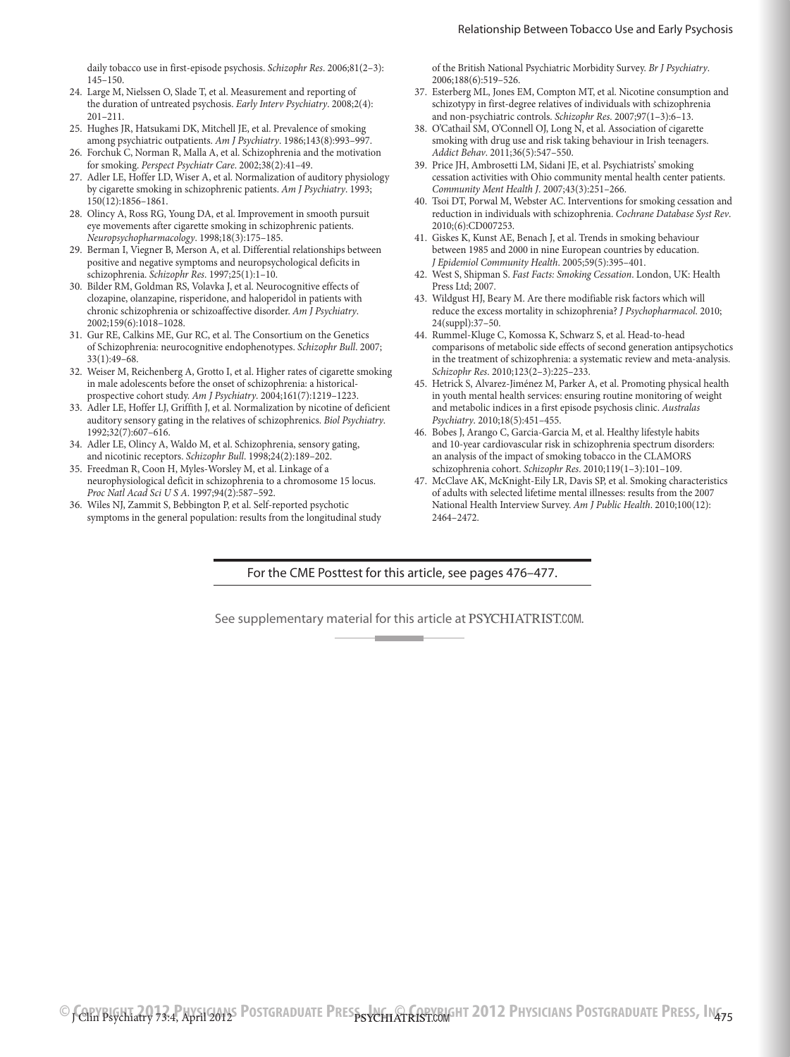daily tobacco use in first-episode psychosis. *Schizophr Res*. 2006;81(2–3): 145–150.

24. Large M, Nielssen O, Slade T, et al. Measurement and reporting of the duration of untreated psychosis. *Early Interv Psychiatry*. 2008;2(4): 201–211.
25. Hughes JR, Hatsukami DK, Mitchell JE, et al. Prevalence of smoking among psychiatric outpatients. *Am J Psychiatry*. 1986;143(8):993–997.
26. Forchuk C, Norman R, Malla A, et al. Schizophrenia and the motivation for smoking. *Perspect Psychiatr Care*. 2002;38(2):41–49.
27. Adler LE, Hoffer LD, Wiser A, et al. Normalization of auditory physiology by cigarette smoking in schizophrenic patients. *Am J Psychiatry*. 1993; 150(12):1856–1861.
28. Olincy A, Ross RG, Young DA, et al. Improvement in smooth pursuit eye movements after cigarette smoking in schizophrenic patients. *Neuropsychopharmacology*. 1998;18(3):175–185.
29. Berman I, Viegner B, Merson A, et al. Differential relationships between positive and negative symptoms and neuropsychological deficits in schizophrenia. *Schizophr Res*. 1997;25(1):1–10.
30. Bilder RM, Goldman RS, Volavka J, et al. Neurocognitive effects of clozapine, olanzapine, risperidone, and haloperidol in patients with chronic schizophrenia or schizoaffective disorder. *Am J Psychiatry*. 2002;159(6):1018–1028.
31. Gur RE, Calkins ME, Gur RC, et al. The Consortium on the Genetics of Schizophrenia: neurocognitive endophenotypes. *Schizophr Bull*. 2007; 33(1):49–68.
32. Weiser M, Reichenberg A, Grotto I, et al. Higher rates of cigarette smoking in male adolescents before the onset of schizophrenia: a historical-prospective cohort study. *Am J Psychiatry*. 2004;161(7):1219–1223.
33. Adler LE, Hoffer LJ, Griffith J, et al. Normalization by nicotine of deficient auditory sensory gating in the relatives of schizophrenics. *Biol Psychiatry*. 1992;32(7):607–616.
34. Adler LE, Olincy A, Waldo M, et al. Schizophrenia, sensory gating, and nicotinic receptors. *Schizophr Bull*. 1998;24(2):189–202.
35. Freedman R, Coon H, Myles-Worsley M, et al. Linkage of a neurophysiological deficit in schizophrenia to a chromosome 15 locus. *Proc Natl Acad Sci U S A*. 1997;94(2):587–592.
36. Wiles NJ, Zammit S, Bebbington P, et al. Self-reported psychotic symptoms in the general population: results from the longitudinal study of the British National Psychiatric Morbidity Survey. *Br J Psychiatry*. 2006;188(6):519–526.
37. Esterberg ML, Jones EM, Compton MT, et al. Nicotine consumption and schizotypy in first-degree relatives of individuals with schizophrenia and non-psychiatric controls. *Schizophr Res*. 2007;97(1–3):6–13.
38. O'Cathail SM, O'Connell OJ, Long N, et al. Association of cigarette smoking with drug use and risk taking behaviour in Irish teenagers. *Addict Behav*. 2011;36(5):547–550.
39. Price JH, Ambrosetti LM, Sidani JE, et al. Psychiatrists' smoking cessation activities with Ohio community mental health center patients. *Community Ment Health J*. 2007;43(3):251–266.
40. Tsoi DT, Porwal M, Webster AC. Interventions for smoking cessation and reduction in individuals with schizophrenia. *Cochrane Database Syst Rev*. 2010;(6):CD007253.
41. Giskes K, Kunst AE, Benach J, et al. Trends in smoking behaviour between 1985 and 2000 in nine European countries by education. *J Epidemiol Community Health*. 2005;59(5):395–401.
42. West S, Shipman S. *Fast Facts: Smoking Cessation*. London, UK: Health Press Ltd; 2007.
43. Wildgust HJ, Beary M. Are there modifiable risk factors which will reduce the excess mortality in schizophrenia? *J Psychopharmacol*. 2010; 24(suppl):37–50.
44. Rummel-Kluge C, Komossa K, Schwarz S, et al. Head-to-head comparisons of metabolic side effects of second generation antipsychotics in the treatment of schizophrenia: a systematic review and meta-analysis. *Schizophr Res*. 2010;123(2–3):225–233.
45. Hetrick S, Alvarez-Jiménez M, Parker A, et al. Promoting physical health in youth mental health services: ensuring routine monitoring of weight and metabolic indices in a first episode psychosis clinic. *Australas Psychiatry*. 2010;18(5):451–455.
46. Bobes J, Arango C, Garcia-Garcia M, et al. Healthy lifestyle habits and 10-year cardiovascular risk in schizophrenia spectrum disorders: an analysis of the impact of smoking tobacco in the CLAMORS schizophrenia cohort. *Schizophr Res*. 2010;119(1–3):101–109.
47. McClave AK, McKnight-Eily LR, Davis SP, et al. Smoking characteristics of adults with selected lifetime mental illnesses: results from the 2007 National Health Interview Survey. *Am J Public Health*. 2010;100(12): 2464–2472.

For the CME Posttest for this article, see pages 476–477.

See supplementary material for this article at PSYCHIATRIST.COM.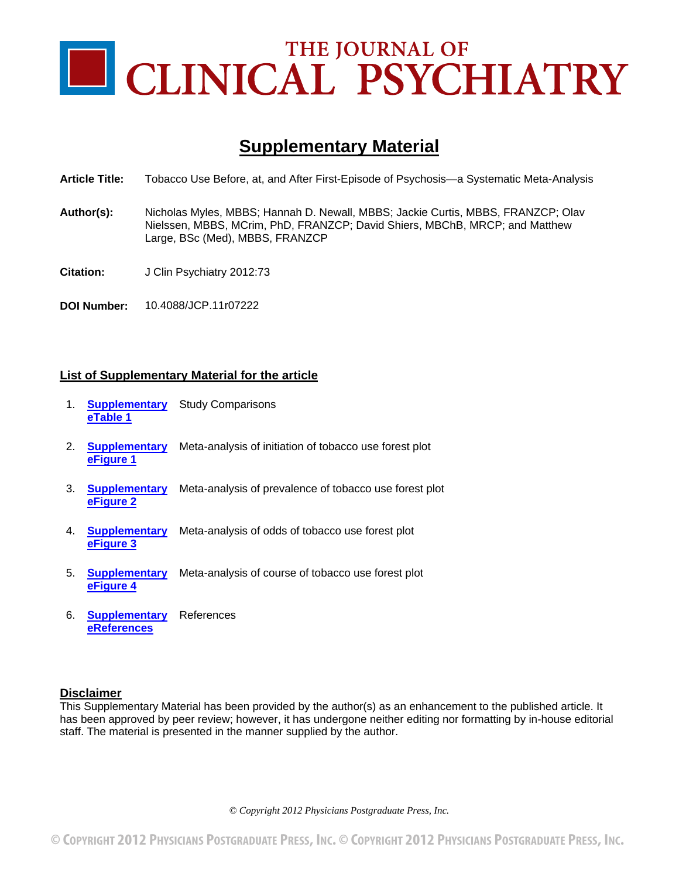# THE JOURNAL OF CLINICAL PSYCHIATRY

## Supplementary Material

**Article Title:** Tobacco Use Before, at, and After First-Episode of Psychosis—a Systematic Meta-Analysis

**Author(s):** Nicholas Myles, MBBS; Hannah D. Newall, MBBS; Jackie Curtis, MBBS, FRANZCP; Olav Nielssen, MBBS, MCrim, PhD, FRANZCP; David Shiers, MBChB, MRCP; and Matthew Large, BSc (Med), MBBS, FRANZCP

**Citation:** J Clin Psychiatry 2012:73

**DOI Number:** 10.4088/JCP.11r07222

### List of Supplementary Material for the article

1. **Supplementary eTable 1** Study Comparisons
2. **Supplementary eFigure 1** Meta-analysis of initiation of tobacco use forest plot
3. **Supplementary eFigure 2** Meta-analysis of prevalence of tobacco use forest plot
4. **Supplementary eFigure 3** Meta-analysis of odds of tobacco use forest plot
5. **Supplementary eFigure 4** Meta-analysis of course of tobacco use forest plot
6. **Supplementary eReferences** References

### Disclaimer

This Supplementary Material has been provided by the author(s) as an enhancement to the published article. It has been approved by peer review; however, it has undergone neither editing nor formatting by in-house editorial staff. The material is presented in the manner supplied by the author.

*© Copyright 2012 Physicians Postgraduate Press, Inc.*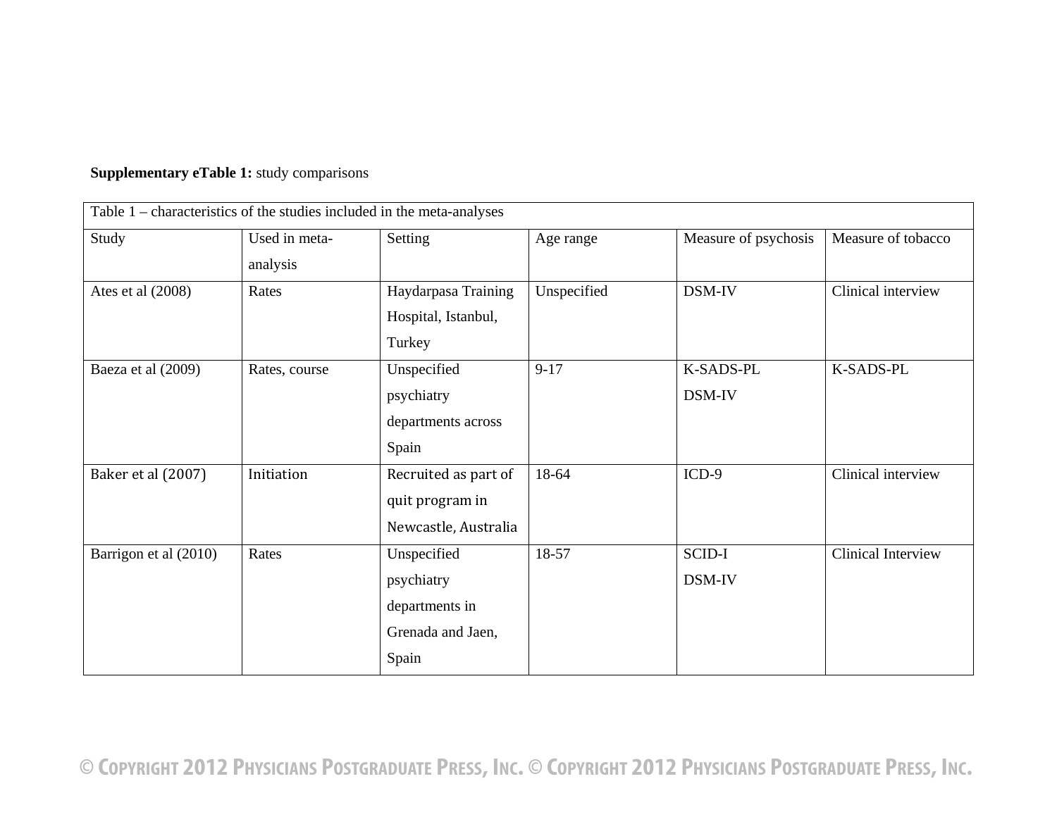**Supplementary eTable 1:** study comparisons

Table 1 – characteristics of the studies included in the meta-analyses

| Study | Used in meta-analysis | Setting | Age range | Measure of psychosis | Measure of tobacco |
|---|---|---|---|---|---|
| Ates et al (2008) | Rates | Haydarpasa Training Hospital, Istanbul, Turkey | Unspecified | DSM-IV | Clinical interview |
| Baeza et al (2009) | Rates, course | Unspecified psychiatry departments across Spain | 9-17 | K-SADS-PL DSM-IV | K-SADS-PL |
| Baker et al (2007) | Initiation | Recruited as part of quit program in Newcastle, Australia | 18-64 | ICD-9 | Clinical interview |
| Barrigon et al (2010) | Rates | Unspecified psychiatry departments in Grenada and Jaen, Spain | 18-57 | SCID-I DSM-IV | Clinical Interview |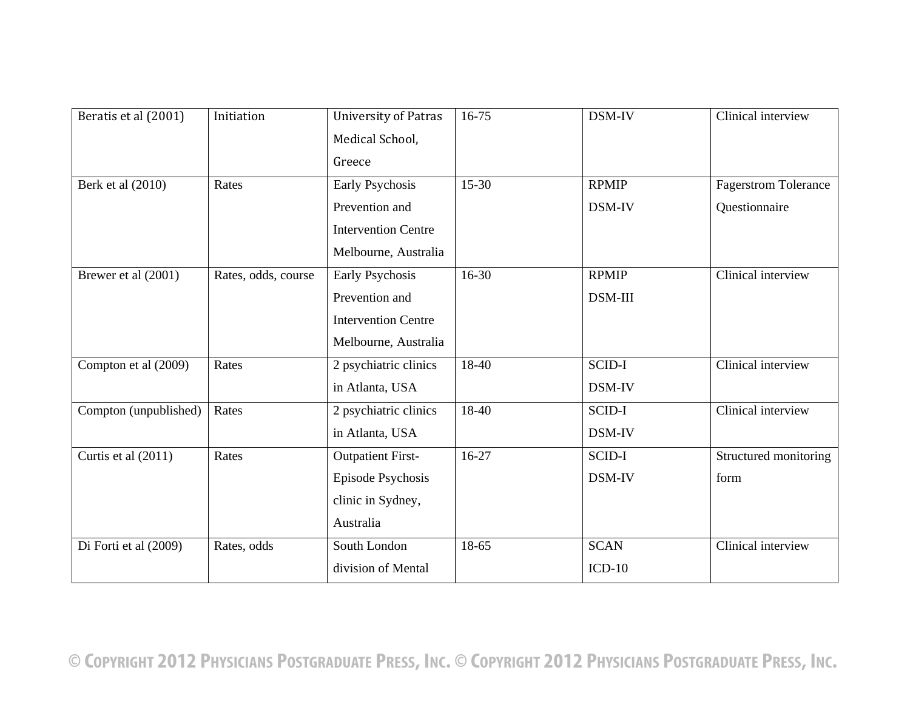| | | | | | |
|---|---|---|---|---|---|
| Beratis et al (2001) | Initiation | University of Patras Medical School, Greece | 16-75 | DSM-IV | Clinical interview |
| Berk et al (2010) | Rates | Early Psychosis Prevention and Intervention Centre Melbourne, Australia | 15-30 | RPMIP DSM-IV | Fagerstrom Tolerance Questionnaire |
| Brewer et al (2001) | Rates, odds, course | Early Psychosis Prevention and Intervention Centre Melbourne, Australia | 16-30 | RPMIP DSM-III | Clinical interview |
| Compton et al (2009) | Rates | 2 psychiatric clinics in Atlanta, USA | 18-40 | SCID-I DSM-IV | Clinical interview |
| Compton (unpublished) | Rates | 2 psychiatric clinics in Atlanta, USA | 18-40 | SCID-I DSM-IV | Clinical interview |
| Curtis et al (2011) | Rates | Outpatient First-Episode Psychosis clinic in Sydney, Australia | 16-27 | SCID-I DSM-IV | Structured monitoring form |
| Di Forti et al (2009) | Rates, odds | South London division of Mental | 18-65 | SCAN ICD-10 | Clinical interview |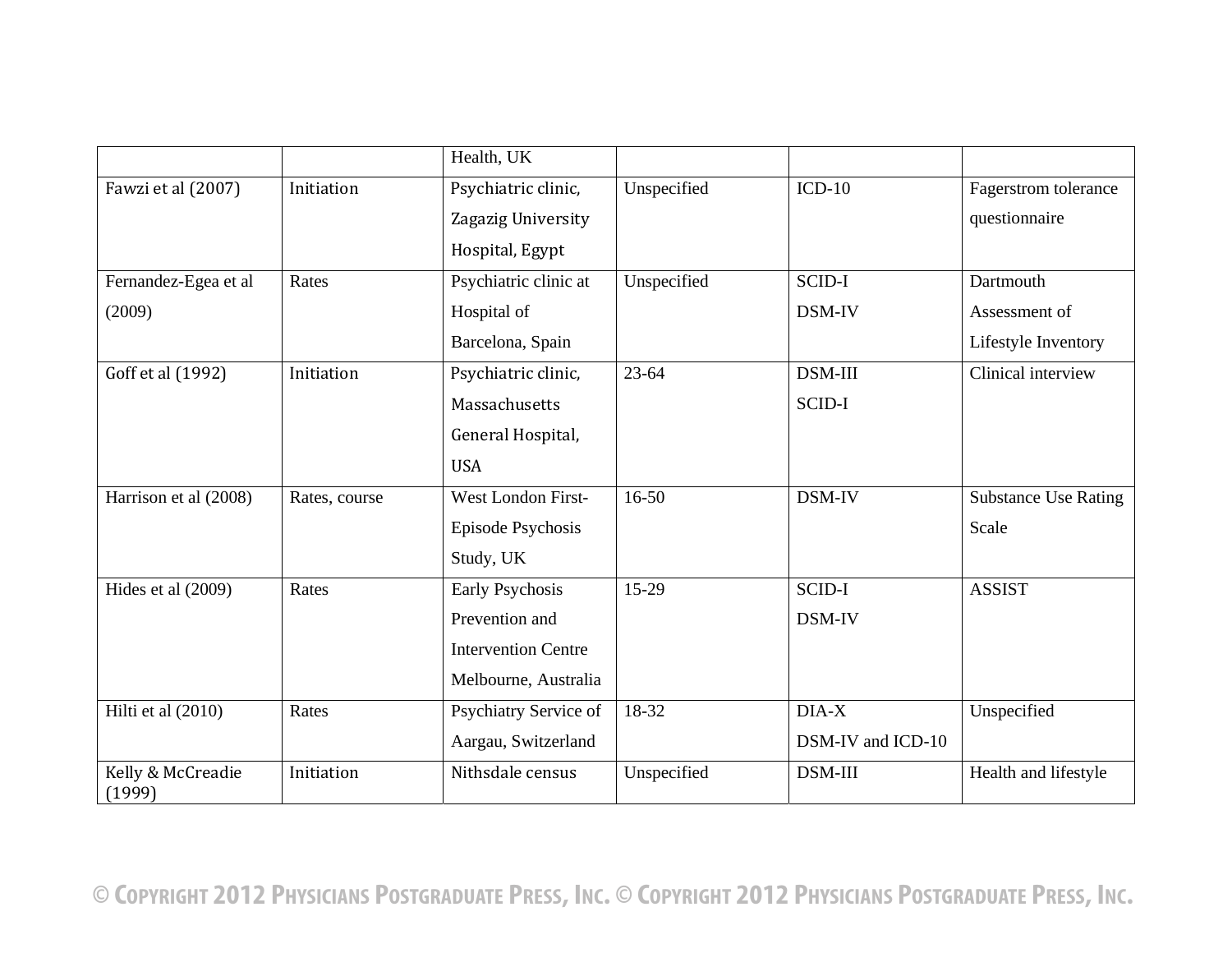| | | Health, UK | | | |
|---|---|---|---|---|---|
| Fawzi et al (2007) | Initiation | Psychiatric clinic, Zagazig University Hospital, Egypt | Unspecified | ICD-10 | Fagerstrom tolerance questionnaire |
| Fernandez-Egea et al (2009) | Rates | Psychiatric clinic at Hospital of Barcelona, Spain | Unspecified | SCID-I DSM-IV | Dartmouth Assessment of Lifestyle Inventory |
| Goff et al (1992) | Initiation | Psychiatric clinic, Massachusetts General Hospital, USA | 23-64 | DSM-III SCID-I | Clinical interview |
| Harrison et al (2008) | Rates, course | West London First-Episode Psychosis Study, UK | 16-50 | DSM-IV | Substance Use Rating Scale |
| Hides et al (2009) | Rates | Early Psychosis Prevention and Intervention Centre Melbourne, Australia | 15-29 | SCID-I DSM-IV | ASSIST |
| Hilti et al (2010) | Rates | Psychiatry Service of Aargau, Switzerland | 18-32 | DIA-X DSM-IV and ICD-10 | Unspecified |
| Kelly & McCreadie (1999) | Initiation | Nithsdale census | Unspecified | DSM-III | Health and lifestyle |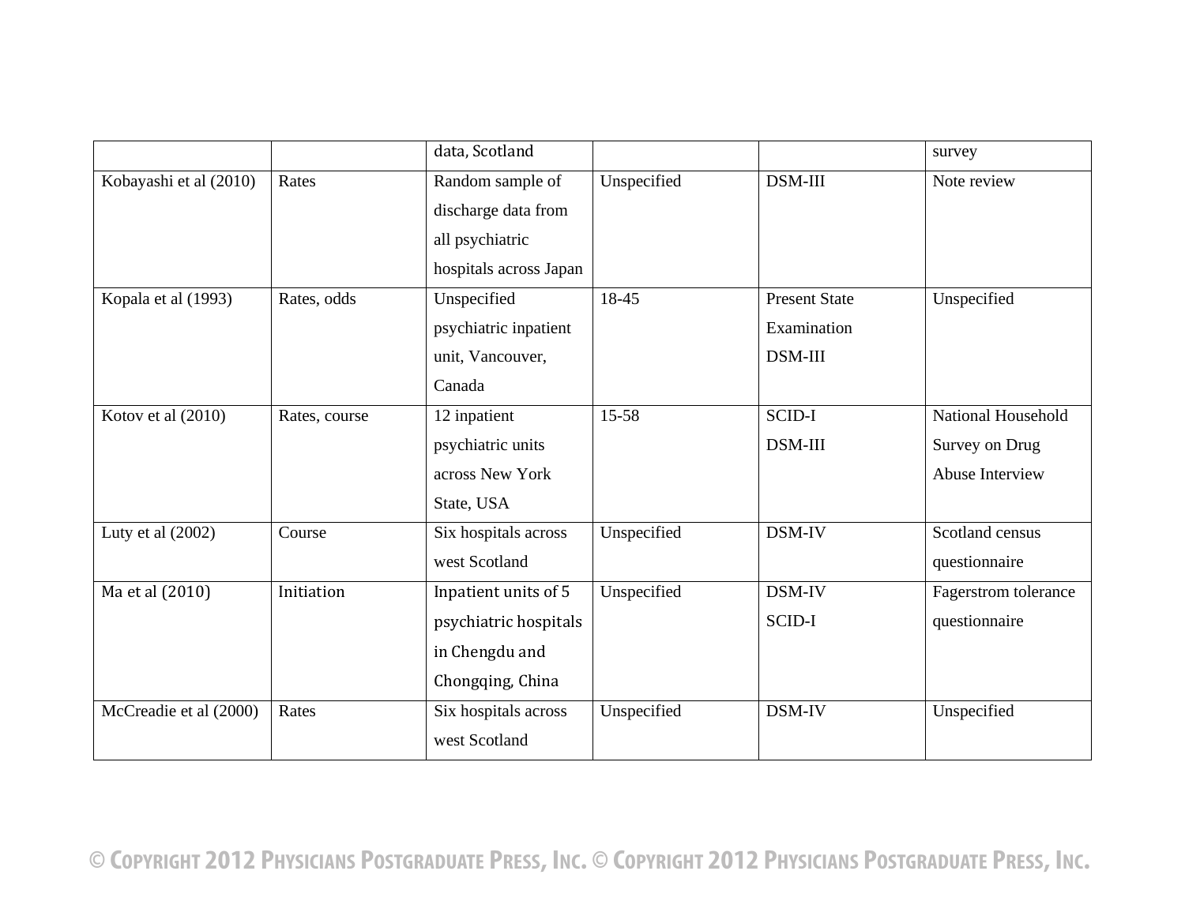| | | data, Scotland | | | survey |
|---|---|---|---|---|---|
| Kobayashi et al (2010) | Rates | Random sample of discharge data from all psychiatric hospitals across Japan | Unspecified | DSM-III | Note review |
| Kopala et al (1993) | Rates, odds | Unspecified psychiatric inpatient unit, Vancouver, Canada | 18-45 | Present State Examination DSM-III | Unspecified |
| Kotov et al (2010) | Rates, course | 12 inpatient psychiatric units across New York State, USA | 15-58 | SCID-I DSM-III | National Household Survey on Drug Abuse Interview |
| Luty et al (2002) | Course | Six hospitals across west Scotland | Unspecified | DSM-IV | Scotland census questionnaire |
| Ma et al (2010) | Initiation | Inpatient units of 5 psychiatric hospitals in Chengdu and Chongqing, China | Unspecified | DSM-IV SCID-I | Fagerstrom tolerance questionnaire |
| McCreadie et al (2000) | Rates | Six hospitals across west Scotland | Unspecified | DSM-IV | Unspecified |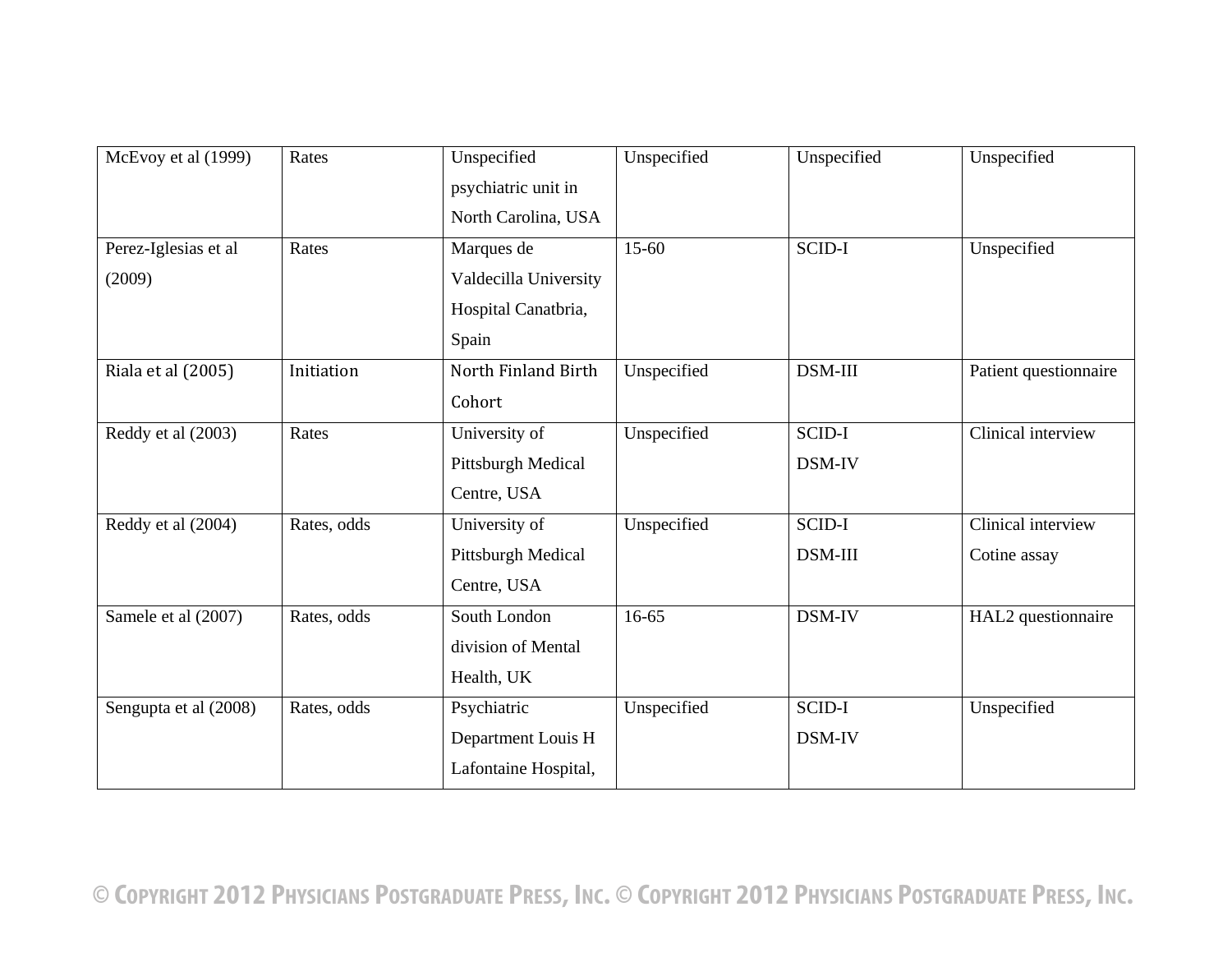| McEvoy et al (1999) | Rates | Unspecified psychiatric unit in North Carolina, USA | Unspecified | Unspecified | Unspecified |
|---|---|---|---|---|---|
| Perez-Iglesias et al (2009) | Rates | Marques de Valdecilla University Hospital Canatbria, Spain | 15-60 | SCID-I | Unspecified |
| Riala et al (2005) | Initiation | North Finland Birth Cohort | Unspecified | DSM-III | Patient questionnaire |
| Reddy et al (2003) | Rates | University of Pittsburgh Medical Centre, USA | Unspecified | SCID-I DSM-IV | Clinical interview |
| Reddy et al (2004) | Rates, odds | University of Pittsburgh Medical Centre, USA | Unspecified | SCID-I DSM-III | Clinical interview Cotine assay |
| Samele et al (2007) | Rates, odds | South London division of Mental Health, UK | 16-65 | DSM-IV | HAL2 questionnaire |
| Sengupta et al (2008) | Rates, odds | Psychiatric Department Louis H Lafontaine Hospital, | Unspecified | SCID-I DSM-IV | Unspecified |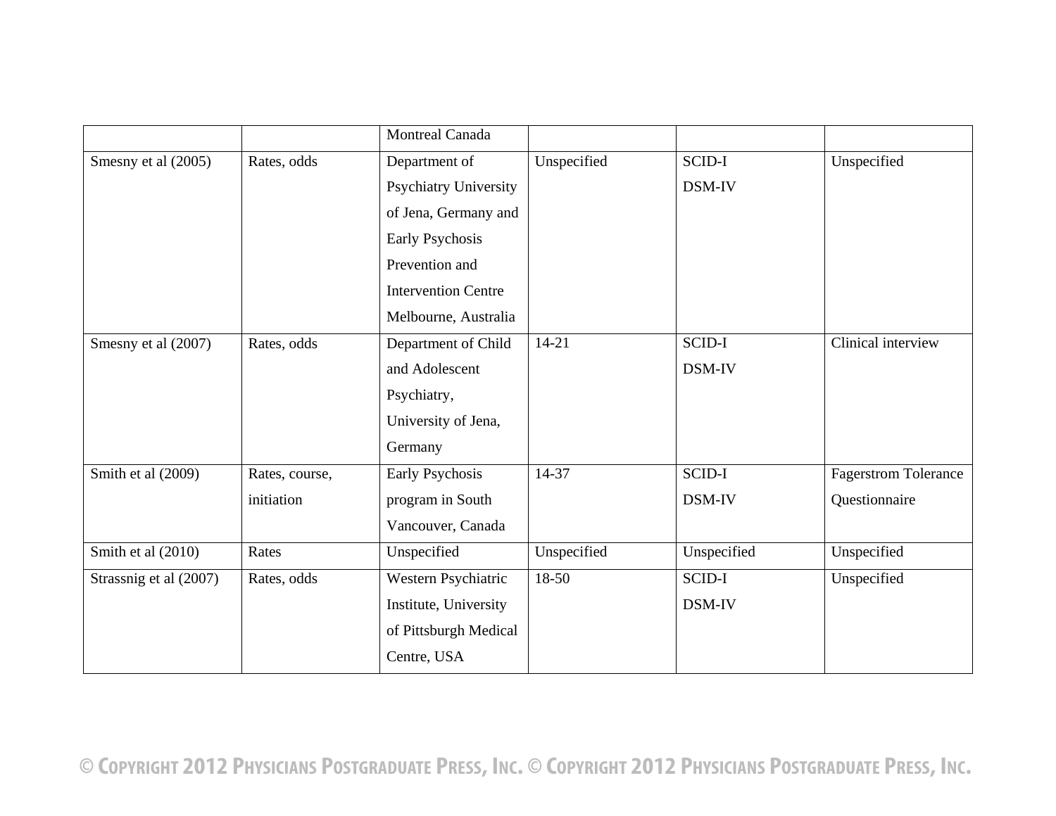| | | | | | |
|---|---|---|---|---|---|
| | | Montreal Canada | | | |
| Smesny et al (2005) | Rates, odds | Department of Psychiatry University of Jena, Germany and Early Psychosis Prevention and Intervention Centre Melbourne, Australia | Unspecified | SCID-I DSM-IV | Unspecified |
| Smesny et al (2007) | Rates, odds | Department of Child and Adolescent Psychiatry, University of Jena, Germany | 14-21 | SCID-I DSM-IV | Clinical interview |
| Smith et al (2009) | Rates, course, initiation | Early Psychosis program in South Vancouver, Canada | 14-37 | SCID-I DSM-IV | Fagerstrom Tolerance Questionnaire |
| Smith et al (2010) | Rates | Unspecified | Unspecified | Unspecified | Unspecified |
| Strassnig et al (2007) | Rates, odds | Western Psychiatric Institute, University of Pittsburgh Medical Centre, USA | 18-50 | SCID-I DSM-IV | Unspecified |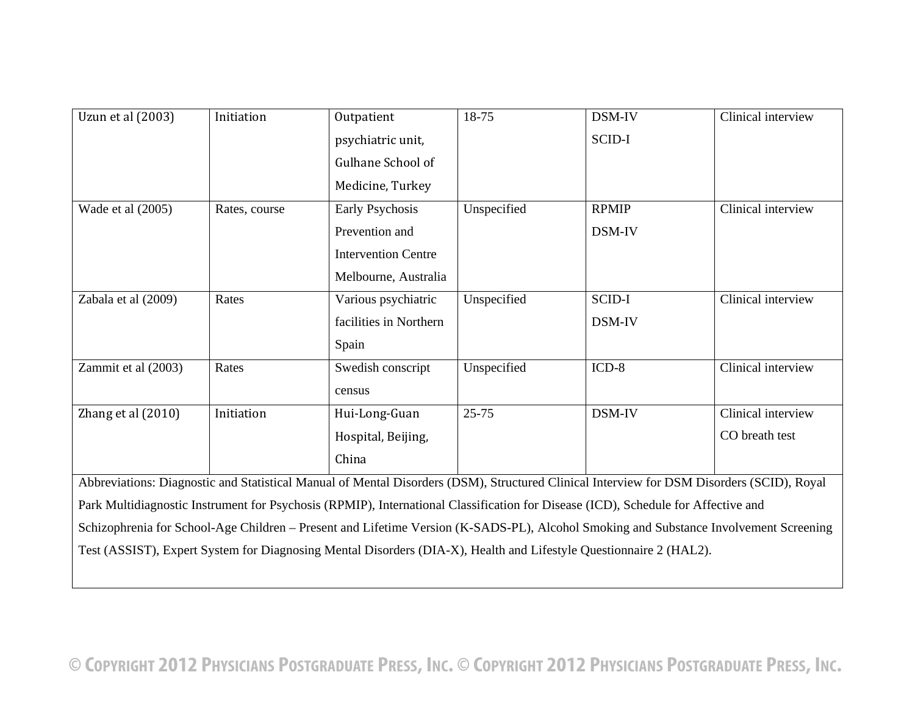| Uzun et al (2003) | Initiation | Outpatient psychiatric unit, Gulhane School of Medicine, Turkey | 18-75 | DSM-IV SCID-I | Clinical interview |
|---|---|---|---|---|---|
| Wade et al (2005) | Rates, course | Early Psychosis Prevention and Intervention Centre Melbourne, Australia | Unspecified | RPMIP DSM-IV | Clinical interview |
| Zabala et al (2009) | Rates | Various psychiatric facilities in Northern Spain | Unspecified | SCID-I DSM-IV | Clinical interview |
| Zammit et al (2003) | Rates | Swedish conscript census | Unspecified | ICD-8 | Clinical interview |
| Zhang et al (2010) | Initiation | Hui-Long-Guan Hospital, Beijing, China | 25-75 | DSM-IV | Clinical interview CO breath test |

Abbreviations: Diagnostic and Statistical Manual of Mental Disorders (DSM), Structured Clinical Interview for DSM Disorders (SCID), Royal Park Multidiagnostic Instrument for Psychosis (RPMIP), International Classification for Disease (ICD), Schedule for Affective and Schizophrenia for School-Age Children – Present and Lifetime Version (K-SADS-PL), Alcohol Smoking and Substance Involvement Screening Test (ASSIST), Expert System for Diagnosing Mental Disorders (DIA-X), Health and Lifestyle Questionnaire 2 (HAL2).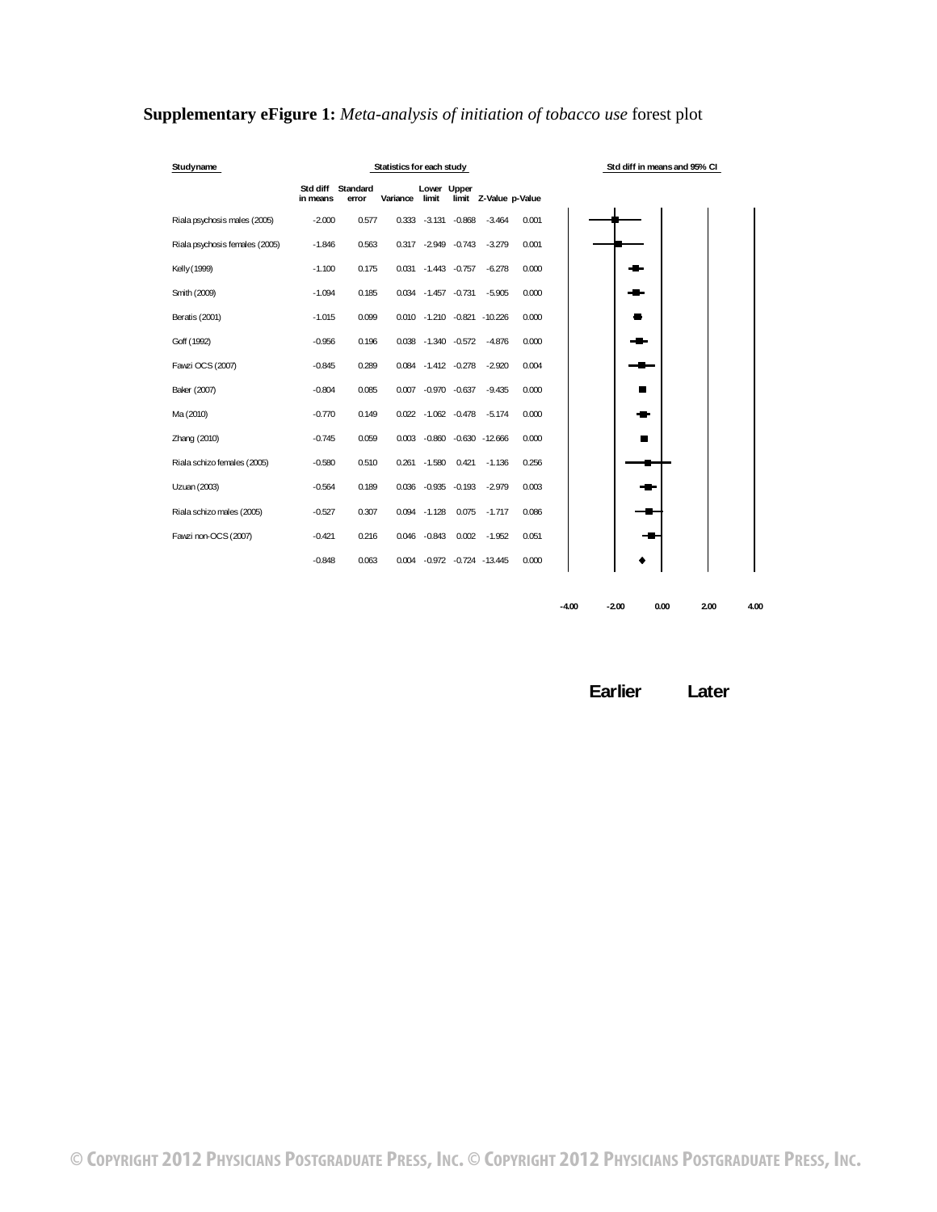**Supplementary eFigure 1:** *Meta-analysis of initiation of tobacco use* forest plot

| Study name | Std diff in means | Standard error | Variance | Lower limit | Upper limit | Z-Value | p-Value |
|---|---|---|---|---|---|---|---|
| Riala psychosis males (2005) | -2.000 | 0.577 | 0.333 | -3.131 | -0.868 | -3.464 | 0.001 |
| Riala psychosis females (2005) | -1.846 | 0.563 | 0.317 | -2.949 | -0.743 | -3.279 | 0.001 |
| Kelly (1999) | -1.100 | 0.175 | 0.031 | -1.443 | -0.757 | -6.278 | 0.000 |
| Smith (2009) | -1.094 | 0.185 | 0.034 | -1.457 | -0.731 | -5.905 | 0.000 |
| Beratis (2001) | -1.015 | 0.099 | 0.010 | -1.210 | -0.821 | -10.226 | 0.000 |
| Goff (1992) | -0.956 | 0.196 | 0.038 | -1.340 | -0.572 | -4.876 | 0.000 |
| Fawzi OCS (2007) | -0.845 | 0.289 | 0.084 | -1.412 | -0.278 | -2.920 | 0.004 |
| Baker (2007) | -0.804 | 0.085 | 0.007 | -0.970 | -0.637 | -9.435 | 0.000 |
| Ma (2010) | -0.770 | 0.149 | 0.022 | -1.062 | -0.478 | -5.174 | 0.000 |
| Zhang (2010) | -0.745 | 0.059 | 0.003 | -0.860 | -0.630 | -12.666 | 0.000 |
| Riala schizo females (2005) | -0.580 | 0.510 | 0.261 | -1.580 | 0.421 | -1.136 | 0.256 |
| Uzuan (2003) | -0.564 | 0.189 | 0.036 | -0.935 | -0.193 | -2.979 | 0.003 |
| Riala schizo males (2005) | -0.527 | 0.307 | 0.094 | -1.128 | 0.075 | -1.717 | 0.086 |
| Fawzi non-OCS (2007) | -0.421 | 0.216 | 0.046 | -0.843 | 0.002 | -1.952 | 0.051 |
| | -0.848 | 0.063 | 0.004 | -0.972 | -0.724 | -13.445 | 0.000 |

Std diff in means and 95% CI

-4.00 -2.00 0.00 2.00 4.00

Earlier Later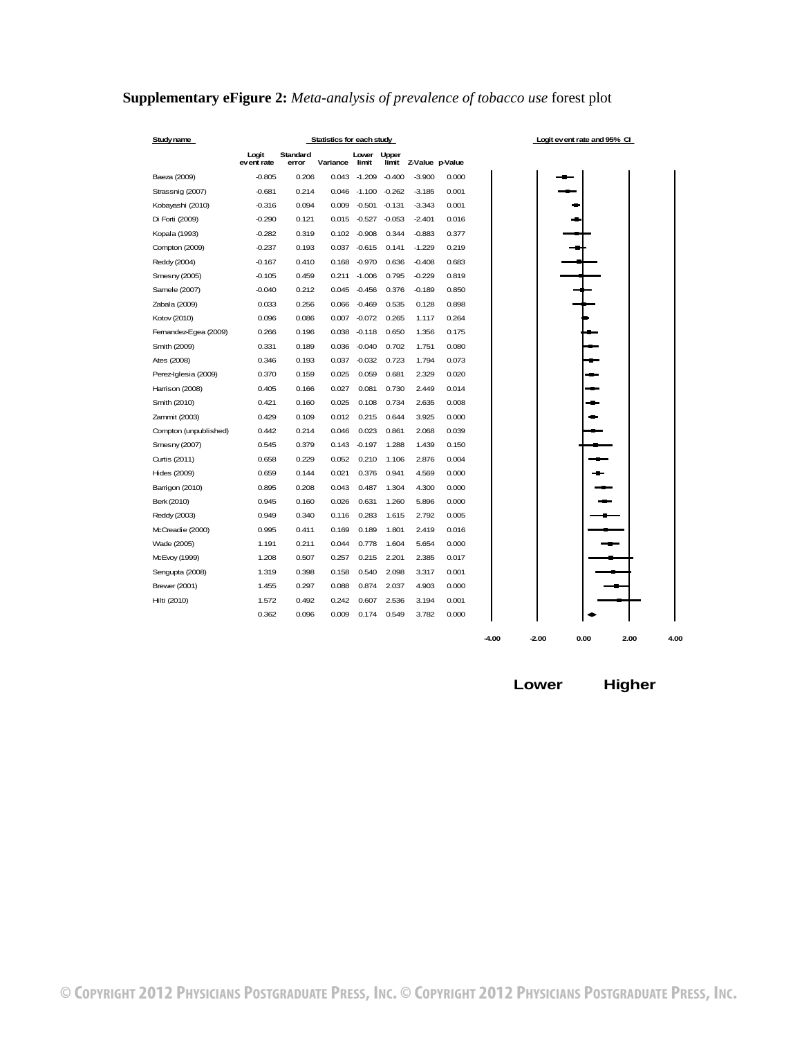**Supplementary eFigure 2:** *Meta-analysis of prevalence of tobacco use* forest plot

| Study name | Logit event rate | Standard error | Variance | Lower limit | Upper limit | Z-Value | p-Value |
|---|---|---|---|---|---|---|---|
| | Statistics for each study | | | | | | |
| Baeza (2009) | -0.805 | 0.206 | 0.043 | -1.209 | -0.400 | -3.900 | 0.000 |
| Strassnig (2007) | -0.681 | 0.214 | 0.046 | -1.100 | -0.262 | -3.185 | 0.001 |
| Kobayashi (2010) | -0.316 | 0.094 | 0.009 | -0.501 | -0.131 | -3.343 | 0.001 |
| Di Forti (2009) | -0.290 | 0.121 | 0.015 | -0.527 | -0.053 | -2.401 | 0.016 |
| Kopala (1993) | -0.282 | 0.319 | 0.102 | -0.908 | 0.344 | -0.883 | 0.377 |
| Compton (2009) | -0.237 | 0.193 | 0.037 | -0.615 | 0.141 | -1.229 | 0.219 |
| Reddy (2004) | -0.167 | 0.410 | 0.168 | -0.970 | 0.636 | -0.408 | 0.683 |
| Smesny (2005) | -0.105 | 0.459 | 0.211 | -1.006 | 0.795 | -0.229 | 0.819 |
| Samele (2007) | -0.040 | 0.212 | 0.045 | -0.456 | 0.376 | -0.189 | 0.850 |
| Zabala (2009) | 0.033 | 0.256 | 0.066 | -0.469 | 0.535 | 0.128 | 0.898 |
| Kotov (2010) | 0.096 | 0.086 | 0.007 | -0.072 | 0.265 | 1.117 | 0.264 |
| Fernandez-Egea (2009) | 0.266 | 0.196 | 0.038 | -0.118 | 0.650 | 1.356 | 0.175 |
| Smith (2009) | 0.331 | 0.189 | 0.036 | -0.040 | 0.702 | 1.751 | 0.080 |
| Ates (2008) | 0.346 | 0.193 | 0.037 | -0.032 | 0.723 | 1.794 | 0.073 |
| Perez-Iglesia (2009) | 0.370 | 0.159 | 0.025 | 0.059 | 0.681 | 2.329 | 0.020 |
| Harrison (2008) | 0.405 | 0.166 | 0.027 | 0.081 | 0.730 | 2.449 | 0.014 |
| Smith (2010) | 0.421 | 0.160 | 0.025 | 0.108 | 0.734 | 2.635 | 0.008 |
| Zammit (2003) | 0.429 | 0.109 | 0.012 | 0.215 | 0.644 | 3.925 | 0.000 |
| Compton (unpublished) | 0.442 | 0.214 | 0.046 | 0.023 | 0.861 | 2.068 | 0.039 |
| Smesny (2007) | 0.545 | 0.379 | 0.143 | -0.197 | 1.288 | 1.439 | 0.150 |
| Curtis (2011) | 0.658 | 0.229 | 0.052 | 0.210 | 1.106 | 2.876 | 0.004 |
| Hides (2009) | 0.659 | 0.144 | 0.021 | 0.376 | 0.941 | 4.569 | 0.000 |
| Barrigon (2010) | 0.895 | 0.208 | 0.043 | 0.487 | 1.304 | 4.300 | 0.000 |
| Berk (2010) | 0.945 | 0.160 | 0.026 | 0.631 | 1.260 | 5.896 | 0.000 |
| Reddy (2003) | 0.949 | 0.340 | 0.116 | 0.283 | 1.615 | 2.792 | 0.005 |
| McCreadie (2000) | 0.995 | 0.411 | 0.169 | 0.189 | 1.801 | 2.419 | 0.016 |
| Wade (2005) | 1.191 | 0.211 | 0.044 | 0.778 | 1.604 | 5.654 | 0.000 |
| McEvoy (1999) | 1.208 | 0.507 | 0.257 | 0.215 | 2.201 | 2.385 | 0.017 |
| Sengupta (2008) | 1.319 | 0.398 | 0.158 | 0.540 | 2.098 | 3.317 | 0.001 |
| Brewer (2001) | 1.455 | 0.297 | 0.088 | 0.874 | 2.037 | 4.903 | 0.000 |
| Hilti (2010) | 1.572 | 0.492 | 0.242 | 0.607 | 2.536 | 3.194 | 0.001 |
| | 0.362 | 0.096 | 0.009 | 0.174 | 0.549 | 3.782 | 0.000 |

Logit event rate and 95% CI

-4.00 -2.00 0.00 2.00 4.00

Lower Higher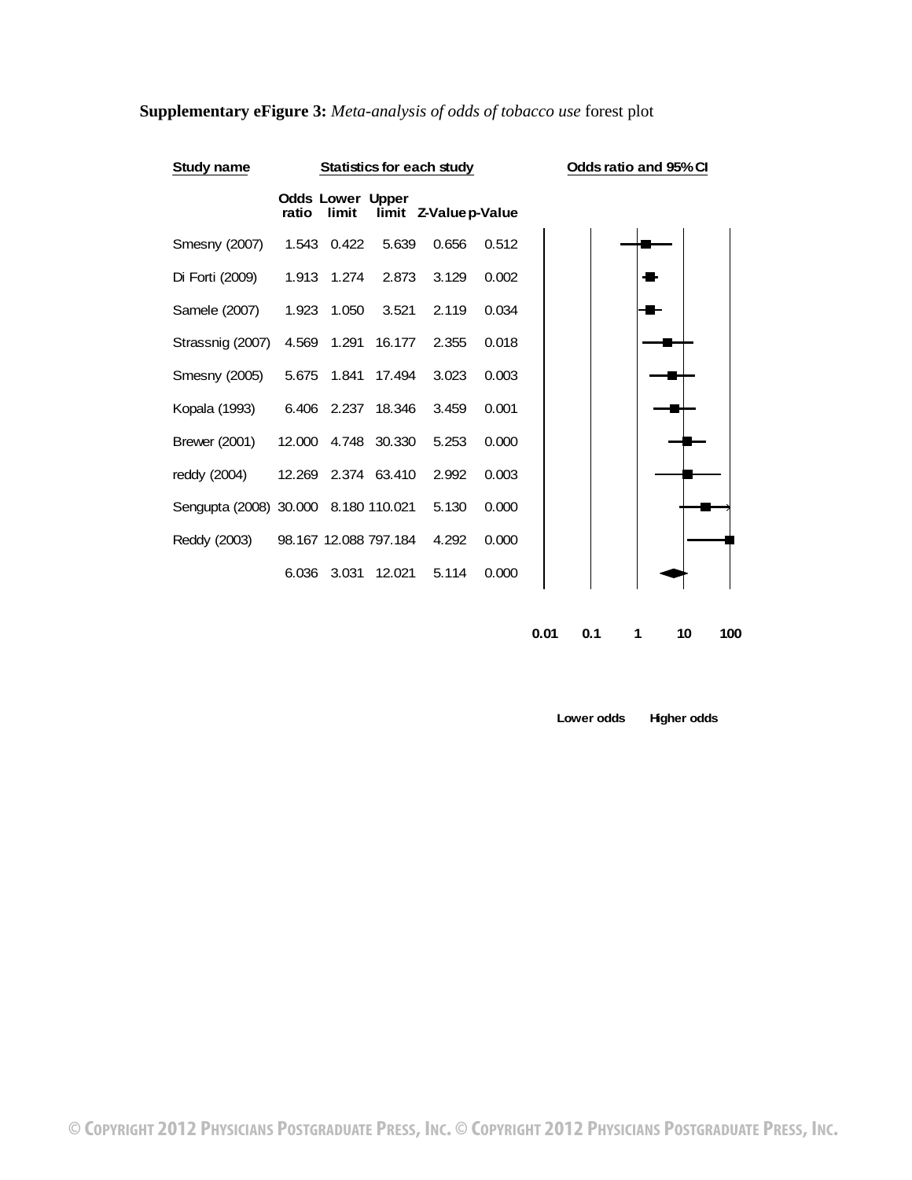**Supplementary eFigure 3:** *Meta-analysis of odds of tobacco use* forest plot

| Study name | Odds ratio | Lower limit | Upper limit | Z-Value | p-Value |
| --- | --- | --- | --- | --- | --- |
| Smesny (2007) | 1.543 | 0.422 | 5.639 | 0.656 | 0.512 |
| Di Forti (2009) | 1.913 | 1.274 | 2.873 | 3.129 | 0.002 |
| Samele (2007) | 1.923 | 1.050 | 3.521 | 2.119 | 0.034 |
| Strassnig (2007) | 4.569 | 1.291 | 16.177 | 2.355 | 0.018 |
| Smesny (2005) | 5.675 | 1.841 | 17.494 | 3.023 | 0.003 |
| Kopala (1993) | 6.406 | 2.237 | 18.346 | 3.459 | 0.001 |
| Brewer (2001) | 12.000 | 4.748 | 30.330 | 5.253 | 0.000 |
| reddy (2004) | 12.269 | 2.374 | 63.410 | 2.992 | 0.003 |
| Sengupta (2008) | 30.000 | 8.180 | 110.021 | 5.130 | 0.000 |
| Reddy (2003) | 98.167 | 12.088 | 797.184 | 4.292 | 0.000 |
| | 6.036 | 3.031 | 12.021 | 5.114 | 0.000 |

Odds ratio and 95% CI

0.01 0.1 1 10 100

Lower odds Higher odds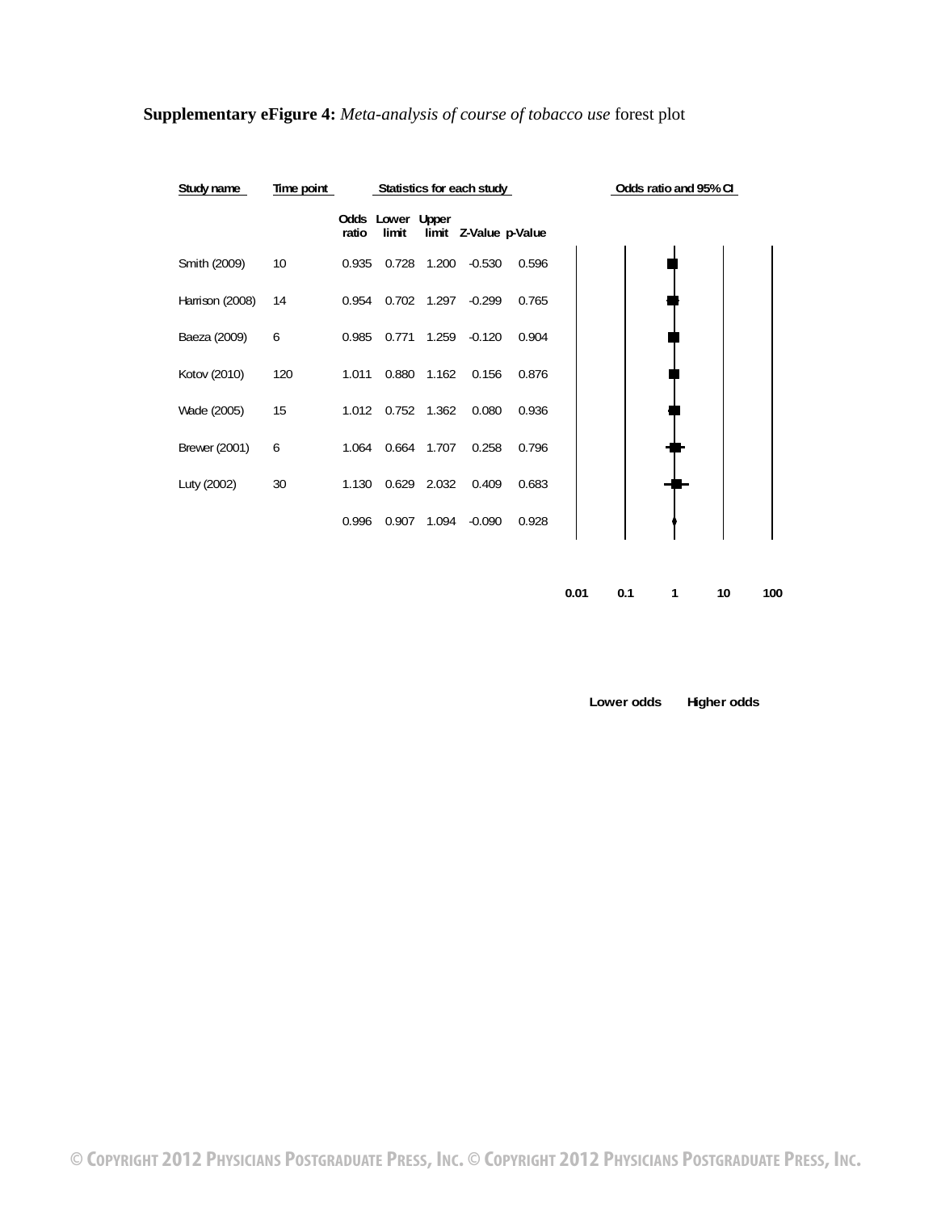**Supplementary eFigure 4:** *Meta-analysis of course of tobacco use* forest plot

| Study name | Time point | Statistics for each study | | | | | Odds ratio and 95% CI |
|---|---|---|---|---|---|---|---|
| | | Odds ratio | Lower limit | Upper limit | Z-Value | p-Value | |
| Smith (2009) | 10 | 0.935 | 0.728 | 1.200 | -0.530 | 0.596 | |
| Harrison (2008) | 14 | 0.954 | 0.702 | 1.297 | -0.299 | 0.765 | |
| Baeza (2009) | 6 | 0.985 | 0.771 | 1.259 | -0.120 | 0.904 | |
| Kotov (2010) | 120 | 1.011 | 0.880 | 1.162 | 0.156 | 0.876 | |
| Wade (2005) | 15 | 1.012 | 0.752 | 1.362 | 0.080 | 0.936 | |
| Brewer (2001) | 6 | 1.064 | 0.664 | 1.707 | 0.258 | 0.796 | |
| Luty (2002) | 30 | 1.130 | 0.629 | 2.032 | 0.409 | 0.683 | |
| | | 0.996 | 0.907 | 1.094 | -0.090 | 0.928 | |

0.01 0.1 1 10 100

Lower odds Higher odds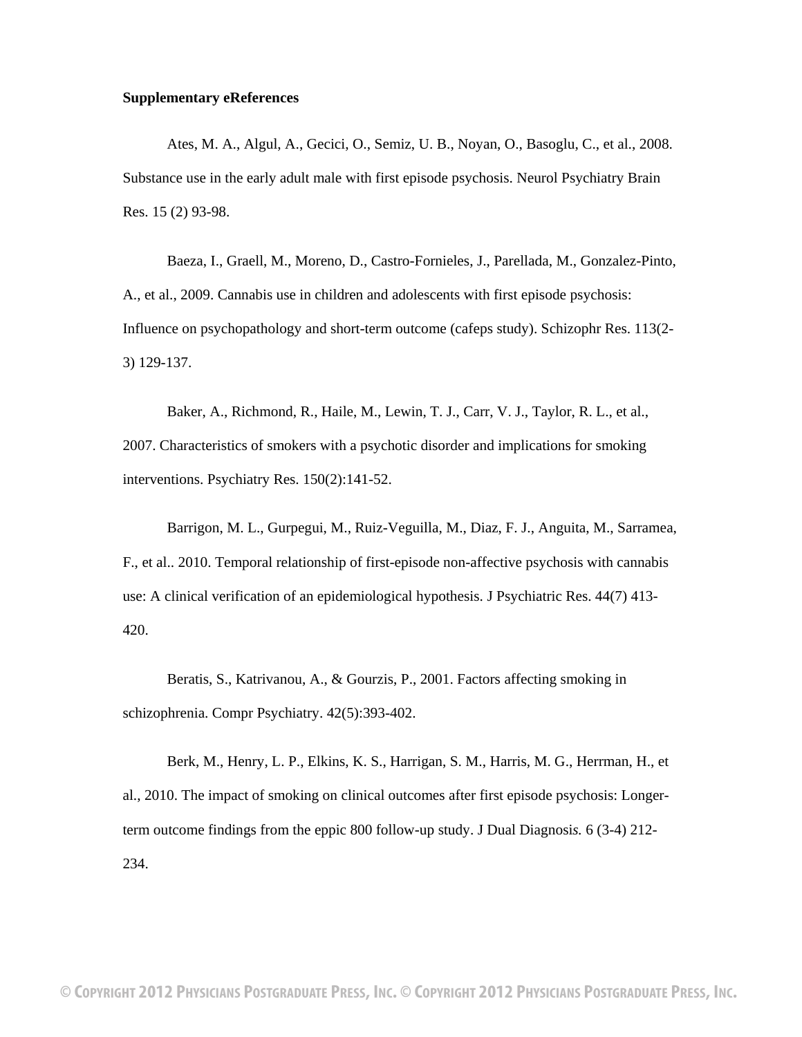**Supplementary eReferences**

Ates, M. A., Algul, A., Gecici, O., Semiz, U. B., Noyan, O., Basoglu, C., et al., 2008. Substance use in the early adult male with first episode psychosis. Neurol Psychiatry Brain Res. 15 (2) 93-98.

Baeza, I., Graell, M., Moreno, D., Castro-Fornieles, J., Parellada, M., Gonzalez-Pinto, A., et al., 2009. Cannabis use in children and adolescents with first episode psychosis: Influence on psychopathology and short-term outcome (cafeps study). Schizophr Res. 113(2-3) 129-137.

Baker, A., Richmond, R., Haile, M., Lewin, T. J., Carr, V. J., Taylor, R. L., et al., 2007. Characteristics of smokers with a psychotic disorder and implications for smoking interventions. Psychiatry Res. 150(2):141-52.

Barrigon, M. L., Gurpegui, M., Ruiz-Veguilla, M., Diaz, F. J., Anguita, M., Sarramea, F., et al.. 2010. Temporal relationship of first-episode non-affective psychosis with cannabis use: A clinical verification of an epidemiological hypothesis. J Psychiatric Res. 44(7) 413-420.

Beratis, S., Katrivanou, A., & Gourzis, P., 2001. Factors affecting smoking in schizophrenia. Compr Psychiatry. 42(5):393-402.

Berk, M., Henry, L. P., Elkins, K. S., Harrigan, S. M., Harris, M. G., Herrman, H., et al., 2010. The impact of smoking on clinical outcomes after first episode psychosis: Longer-term outcome findings from the eppic 800 follow-up study. J Dual Diagnosis. 6 (3-4) 212-234.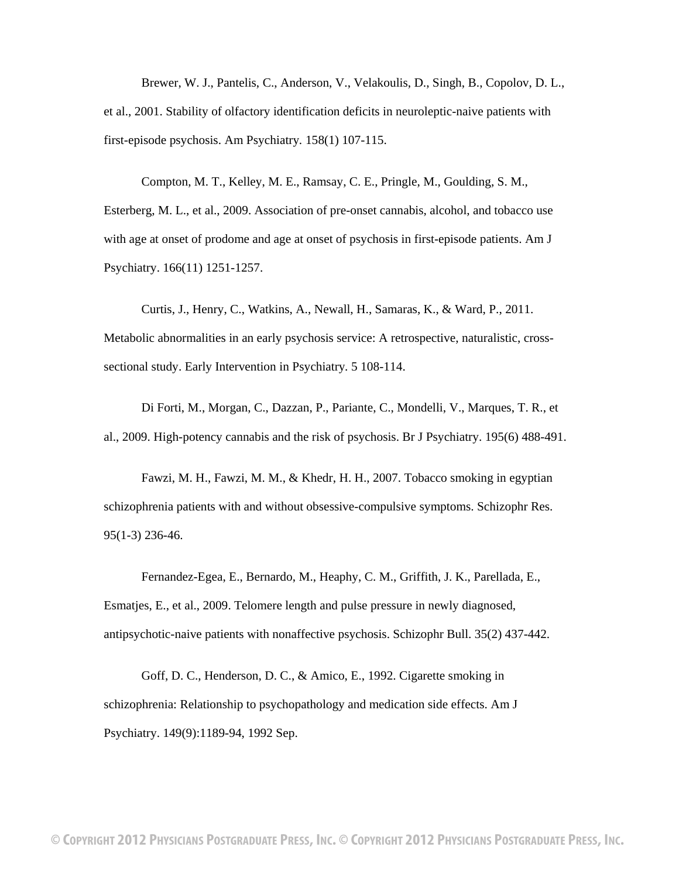Brewer, W. J., Pantelis, C., Anderson, V., Velakoulis, D., Singh, B., Copolov, D. L., et al., 2001. Stability of olfactory identification deficits in neuroleptic-naive patients with first-episode psychosis. Am Psychiatry. 158(1) 107-115.

Compton, M. T., Kelley, M. E., Ramsay, C. E., Pringle, M., Goulding, S. M., Esterberg, M. L., et al., 2009. Association of pre-onset cannabis, alcohol, and tobacco use with age at onset of prodome and age at onset of psychosis in first-episode patients. Am J Psychiatry. 166(11) 1251-1257.

Curtis, J., Henry, C., Watkins, A., Newall, H., Samaras, K., & Ward, P., 2011. Metabolic abnormalities in an early psychosis service: A retrospective, naturalistic, cross-sectional study. Early Intervention in Psychiatry. 5 108-114.

Di Forti, M., Morgan, C., Dazzan, P., Pariante, C., Mondelli, V., Marques, T. R., et al., 2009. High-potency cannabis and the risk of psychosis. Br J Psychiatry. 195(6) 488-491.

Fawzi, M. H., Fawzi, M. M., & Khedr, H. H., 2007. Tobacco smoking in egyptian schizophrenia patients with and without obsessive-compulsive symptoms. Schizophr Res. 95(1-3) 236-46.

Fernandez-Egea, E., Bernardo, M., Heaphy, C. M., Griffith, J. K., Parellada, E., Esmatjes, E., et al., 2009. Telomere length and pulse pressure in newly diagnosed, antipsychotic-naive patients with nonaffective psychosis. Schizophr Bull. 35(2) 437-442.

Goff, D. C., Henderson, D. C., & Amico, E., 1992. Cigarette smoking in schizophrenia: Relationship to psychopathology and medication side effects. Am J Psychiatry. 149(9):1189-94, 1992 Sep.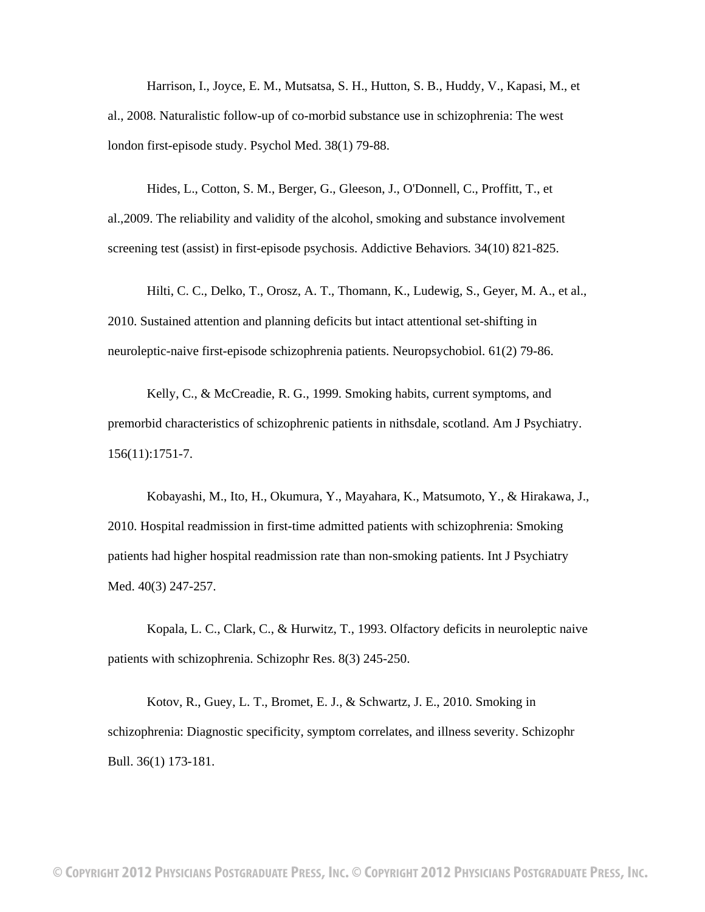Harrison, I., Joyce, E. M., Mutsatsa, S. H., Hutton, S. B., Huddy, V., Kapasi, M., et al., 2008. Naturalistic follow-up of co-morbid substance use in schizophrenia: The west london first-episode study. Psychol Med. 38(1) 79-88.

Hides, L., Cotton, S. M., Berger, G., Gleeson, J., O'Donnell, C., Proffitt, T., et al.,2009. The reliability and validity of the alcohol, smoking and substance involvement screening test (assist) in first-episode psychosis. Addictive Behaviors. 34(10) 821-825.

Hilti, C. C., Delko, T., Orosz, A. T., Thomann, K., Ludewig, S., Geyer, M. A., et al., 2010. Sustained attention and planning deficits but intact attentional set-shifting in neuroleptic-naive first-episode schizophrenia patients. Neuropsychobiol. 61(2) 79-86.

Kelly, C., & McCreadie, R. G., 1999. Smoking habits, current symptoms, and premorbid characteristics of schizophrenic patients in nithsdale, scotland. Am J Psychiatry. 156(11):1751-7.

Kobayashi, M., Ito, H., Okumura, Y., Mayahara, K., Matsumoto, Y., & Hirakawa, J., 2010. Hospital readmission in first-time admitted patients with schizophrenia: Smoking patients had higher hospital readmission rate than non-smoking patients. Int J Psychiatry Med. 40(3) 247-257.

Kopala, L. C., Clark, C., & Hurwitz, T., 1993. Olfactory deficits in neuroleptic naive patients with schizophrenia. Schizophr Res. 8(3) 245-250.

Kotov, R., Guey, L. T., Bromet, E. J., & Schwartz, J. E., 2010. Smoking in schizophrenia: Diagnostic specificity, symptom correlates, and illness severity. Schizophr Bull. 36(1) 173-181.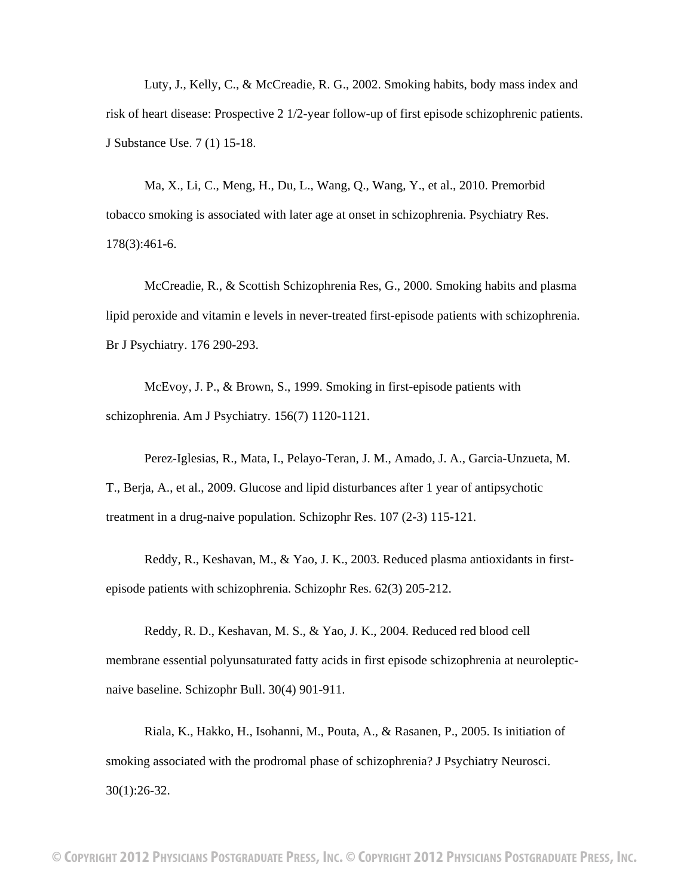Luty, J., Kelly, C., & McCreadie, R. G., 2002. Smoking habits, body mass index and risk of heart disease: Prospective 2 1/2-year follow-up of first episode schizophrenic patients. J Substance Use. 7 (1) 15-18.

Ma, X., Li, C., Meng, H., Du, L., Wang, Q., Wang, Y., et al., 2010. Premorbid tobacco smoking is associated with later age at onset in schizophrenia. Psychiatry Res. 178(3):461-6.

McCreadie, R., & Scottish Schizophrenia Res, G., 2000. Smoking habits and plasma lipid peroxide and vitamin e levels in never-treated first-episode patients with schizophrenia. Br J Psychiatry. 176 290-293.

McEvoy, J. P., & Brown, S., 1999. Smoking in first-episode patients with schizophrenia. Am J Psychiatry. 156(7) 1120-1121.

Perez-Iglesias, R., Mata, I., Pelayo-Teran, J. M., Amado, J. A., Garcia-Unzueta, M. T., Berja, A., et al., 2009. Glucose and lipid disturbances after 1 year of antipsychotic treatment in a drug-naive population. Schizophr Res. 107 (2-3) 115-121.

Reddy, R., Keshavan, M., & Yao, J. K., 2003. Reduced plasma antioxidants in first-episode patients with schizophrenia. Schizophr Res. 62(3) 205-212.

Reddy, R. D., Keshavan, M. S., & Yao, J. K., 2004. Reduced red blood cell membrane essential polyunsaturated fatty acids in first episode schizophrenia at neuroleptic-naive baseline. Schizophr Bull. 30(4) 901-911.

Riala, K., Hakko, H., Isohanni, M., Pouta, A., & Rasanen, P., 2005. Is initiation of smoking associated with the prodromal phase of schizophrenia? J Psychiatry Neurosci. 30(1):26-32.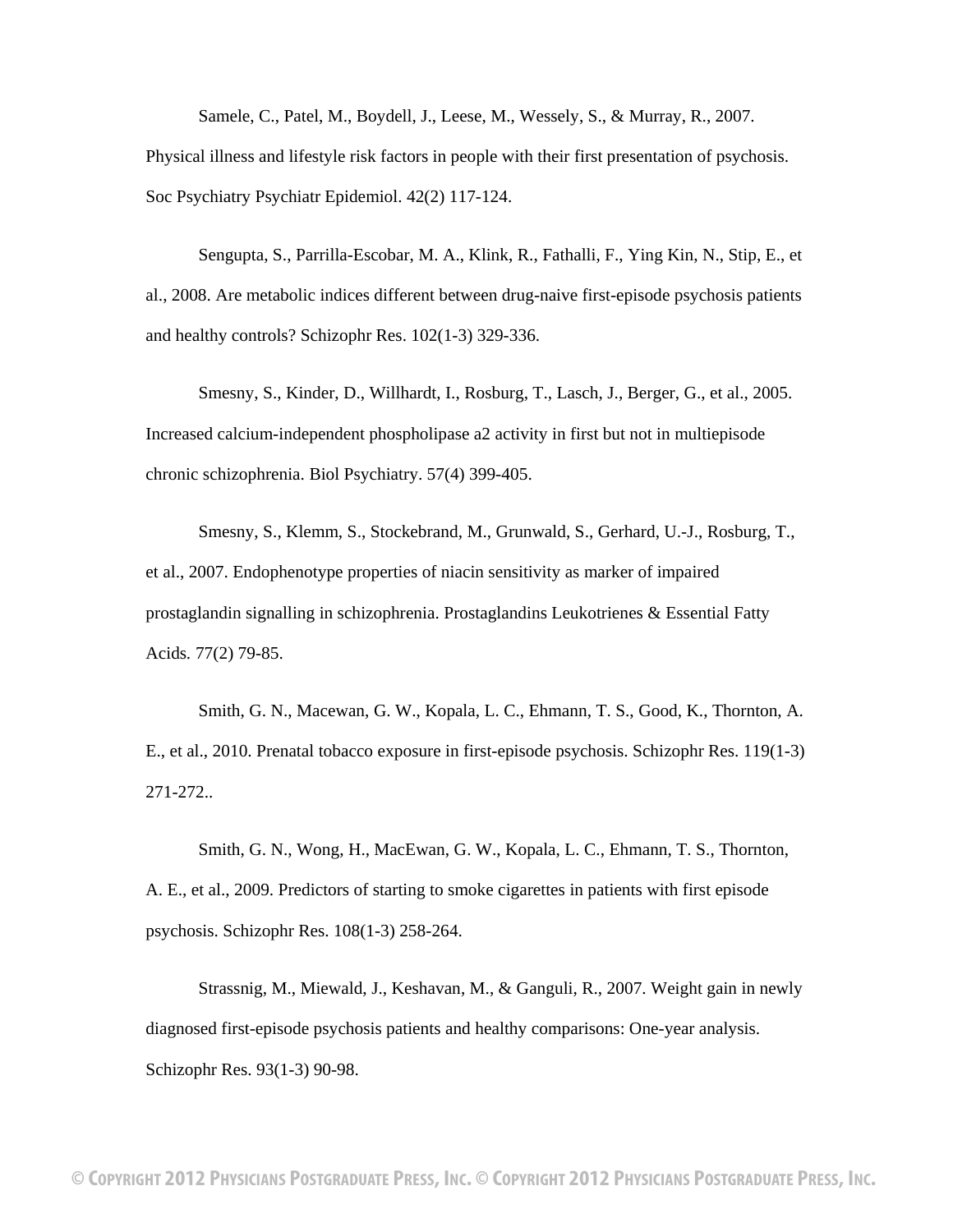Samele, C., Patel, M., Boydell, J., Leese, M., Wessely, S., & Murray, R., 2007. Physical illness and lifestyle risk factors in people with their first presentation of psychosis. Soc Psychiatry Psychiatr Epidemiol. 42(2) 117-124.

Sengupta, S., Parrilla-Escobar, M. A., Klink, R., Fathalli, F., Ying Kin, N., Stip, E., et al., 2008. Are metabolic indices different between drug-naive first-episode psychosis patients and healthy controls? Schizophr Res. 102(1-3) 329-336.

Smesny, S., Kinder, D., Willhardt, I., Rosburg, T., Lasch, J., Berger, G., et al., 2005. Increased calcium-independent phospholipase a2 activity in first but not in multiepisode chronic schizophrenia. Biol Psychiatry. 57(4) 399-405.

Smesny, S., Klemm, S., Stockebrand, M., Grunwald, S., Gerhard, U.-J., Rosburg, T., et al., 2007. Endophenotype properties of niacin sensitivity as marker of impaired prostaglandin signalling in schizophrenia. Prostaglandins Leukotrienes & Essential Fatty Acids. 77(2) 79-85.

Smith, G. N., Macewan, G. W., Kopala, L. C., Ehmann, T. S., Good, K., Thornton, A. E., et al., 2010. Prenatal tobacco exposure in first-episode psychosis. Schizophr Res. 119(1-3) 271-272..

Smith, G. N., Wong, H., MacEwan, G. W., Kopala, L. C., Ehmann, T. S., Thornton, A. E., et al., 2009. Predictors of starting to smoke cigarettes in patients with first episode psychosis. Schizophr Res. 108(1-3) 258-264.

Strassnig, M., Miewald, J., Keshavan, M., & Ganguli, R., 2007. Weight gain in newly diagnosed first-episode psychosis patients and healthy comparisons: One-year analysis. Schizophr Res. 93(1-3) 90-98.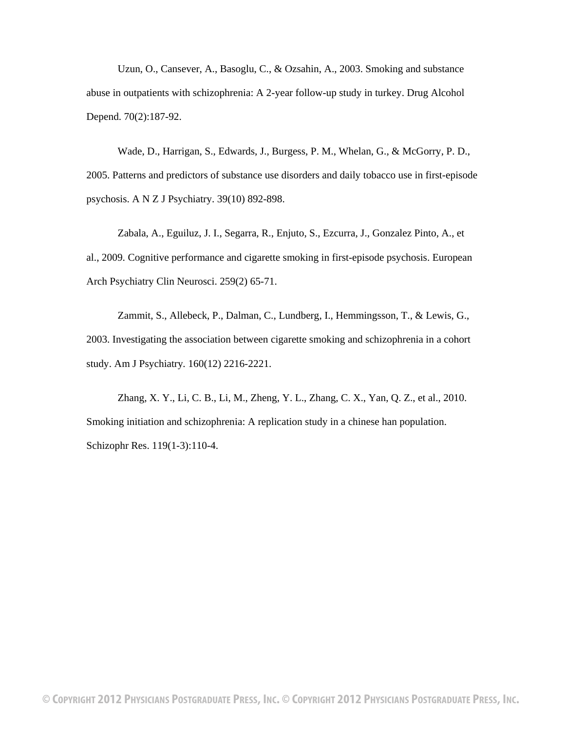Uzun, O., Cansever, A., Basoglu, C., & Ozsahin, A., 2003. Smoking and substance abuse in outpatients with schizophrenia: A 2-year follow-up study in turkey. Drug Alcohol Depend. 70(2):187-92.

Wade, D., Harrigan, S., Edwards, J., Burgess, P. M., Whelan, G., & McGorry, P. D., 2005. Patterns and predictors of substance use disorders and daily tobacco use in first-episode psychosis. A N Z J Psychiatry. 39(10) 892-898.

Zabala, A., Eguiluz, J. I., Segarra, R., Enjuto, S., Ezcurra, J., Gonzalez Pinto, A., et al., 2009. Cognitive performance and cigarette smoking in first-episode psychosis. European Arch Psychiatry Clin Neurosci. 259(2) 65-71.

Zammit, S., Allebeck, P., Dalman, C., Lundberg, I., Hemmingsson, T., & Lewis, G., 2003. Investigating the association between cigarette smoking and schizophrenia in a cohort study. Am J Psychiatry. 160(12) 2216-2221.

Zhang, X. Y., Li, C. B., Li, M., Zheng, Y. L., Zhang, C. X., Yan, Q. Z., et al., 2010. Smoking initiation and schizophrenia: A replication study in a chinese han population. Schizophr Res. 119(1-3):110-4.